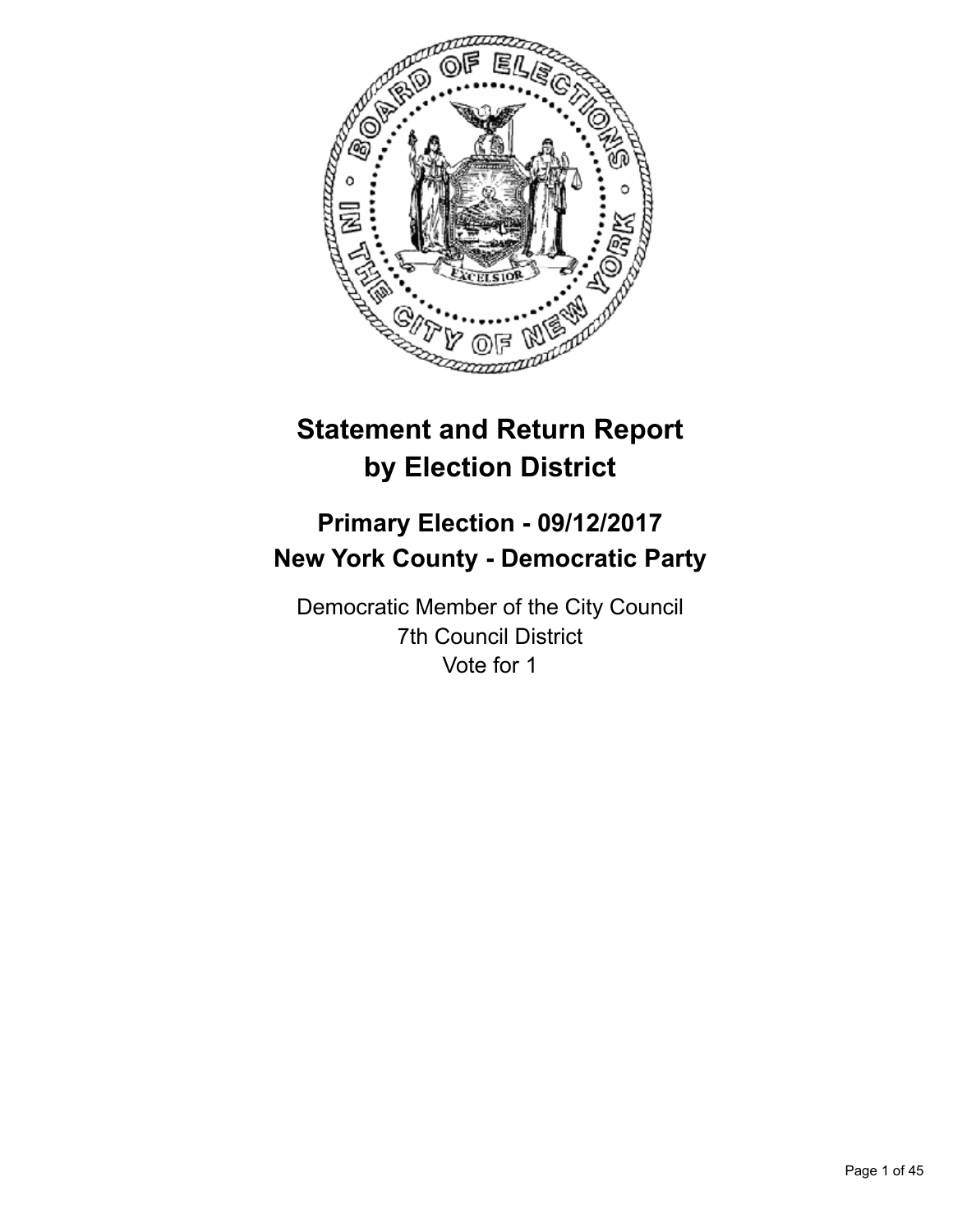# Statement and Return Report by Election District

## Primary Election - 09/12/2017
## New York County - Democratic Party

Democratic Member of the City Council
7th Council District
Vote for 1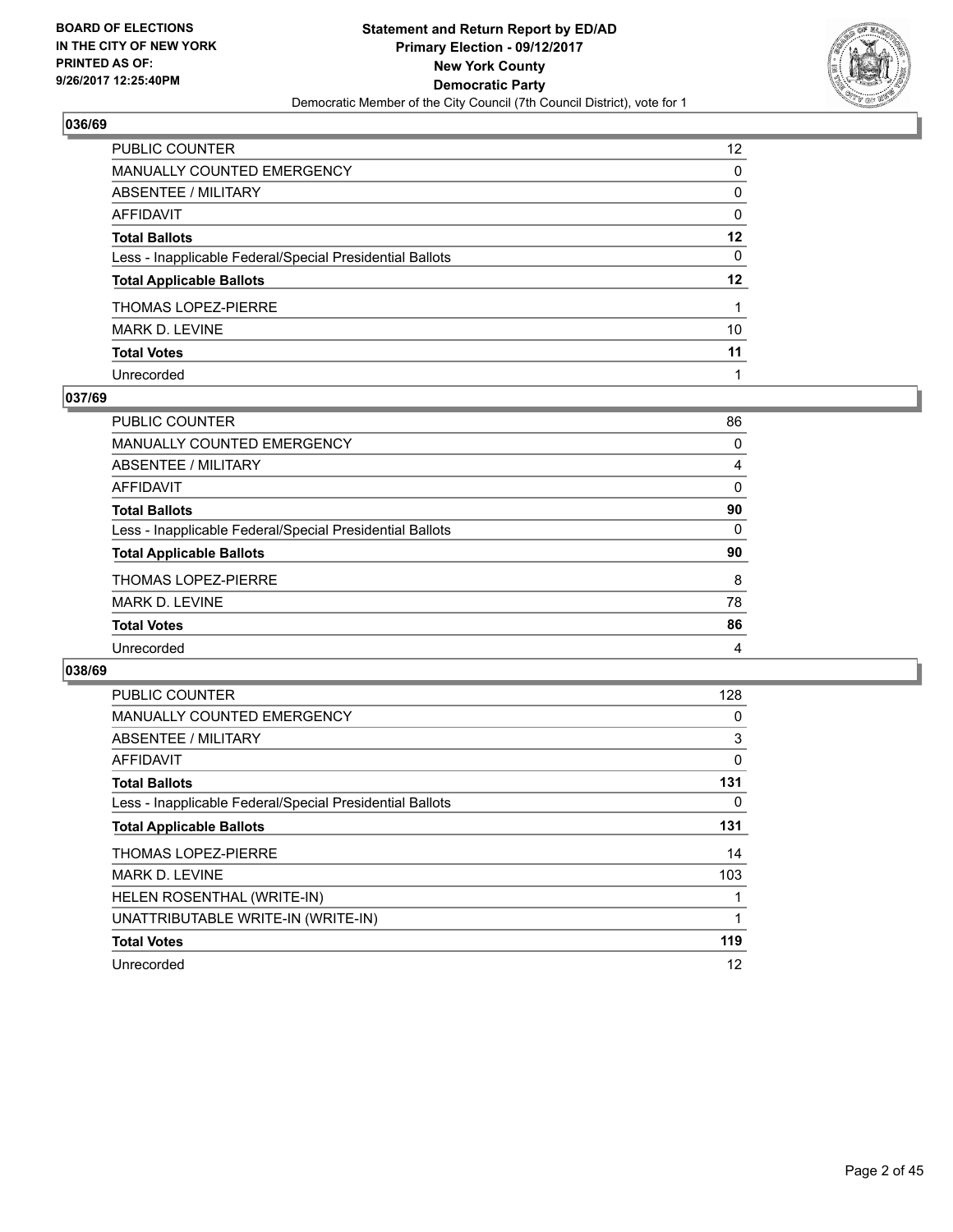**BOARD OF ELECTIONS IN THE CITY OF NEW YORK PRINTED AS OF: 9/26/2017 12:25:40PM**

**Statement and Return Report by ED/AD**
**Primary Election - 09/12/2017**
**New York County**
**Democratic Party**
Democratic Member of the City Council (7th Council District), vote for 1

### 036/69

| | |
|---|---|
| PUBLIC COUNTER | 12 |
| MANUALLY COUNTED EMERGENCY | 0 |
| ABSENTEE / MILITARY | 0 |
| AFFIDAVIT | 0 |
| **Total Ballots** | **12** |
| Less - Inapplicable Federal/Special Presidential Ballots | 0 |
| **Total Applicable Ballots** | **12** |
| THOMAS LOPEZ-PIERRE | 1 |
| MARK D. LEVINE | 10 |
| **Total Votes** | **11** |
| Unrecorded | 1 |

### 037/69

| | |
|---|---|
| PUBLIC COUNTER | 86 |
| MANUALLY COUNTED EMERGENCY | 0 |
| ABSENTEE / MILITARY | 4 |
| AFFIDAVIT | 0 |
| **Total Ballots** | **90** |
| Less - Inapplicable Federal/Special Presidential Ballots | 0 |
| **Total Applicable Ballots** | **90** |
| THOMAS LOPEZ-PIERRE | 8 |
| MARK D. LEVINE | 78 |
| **Total Votes** | **86** |
| Unrecorded | 4 |

### 038/69

| | |
|---|---|
| PUBLIC COUNTER | 128 |
| MANUALLY COUNTED EMERGENCY | 0 |
| ABSENTEE / MILITARY | 3 |
| AFFIDAVIT | 0 |
| **Total Ballots** | **131** |
| Less - Inapplicable Federal/Special Presidential Ballots | 0 |
| **Total Applicable Ballots** | **131** |
| THOMAS LOPEZ-PIERRE | 14 |
| MARK D. LEVINE | 103 |
| HELEN ROSENTHAL (WRITE-IN) | 1 |
| UNATTRIBUTABLE WRITE-IN (WRITE-IN) | 1 |
| **Total Votes** | **119** |
| Unrecorded | 12 |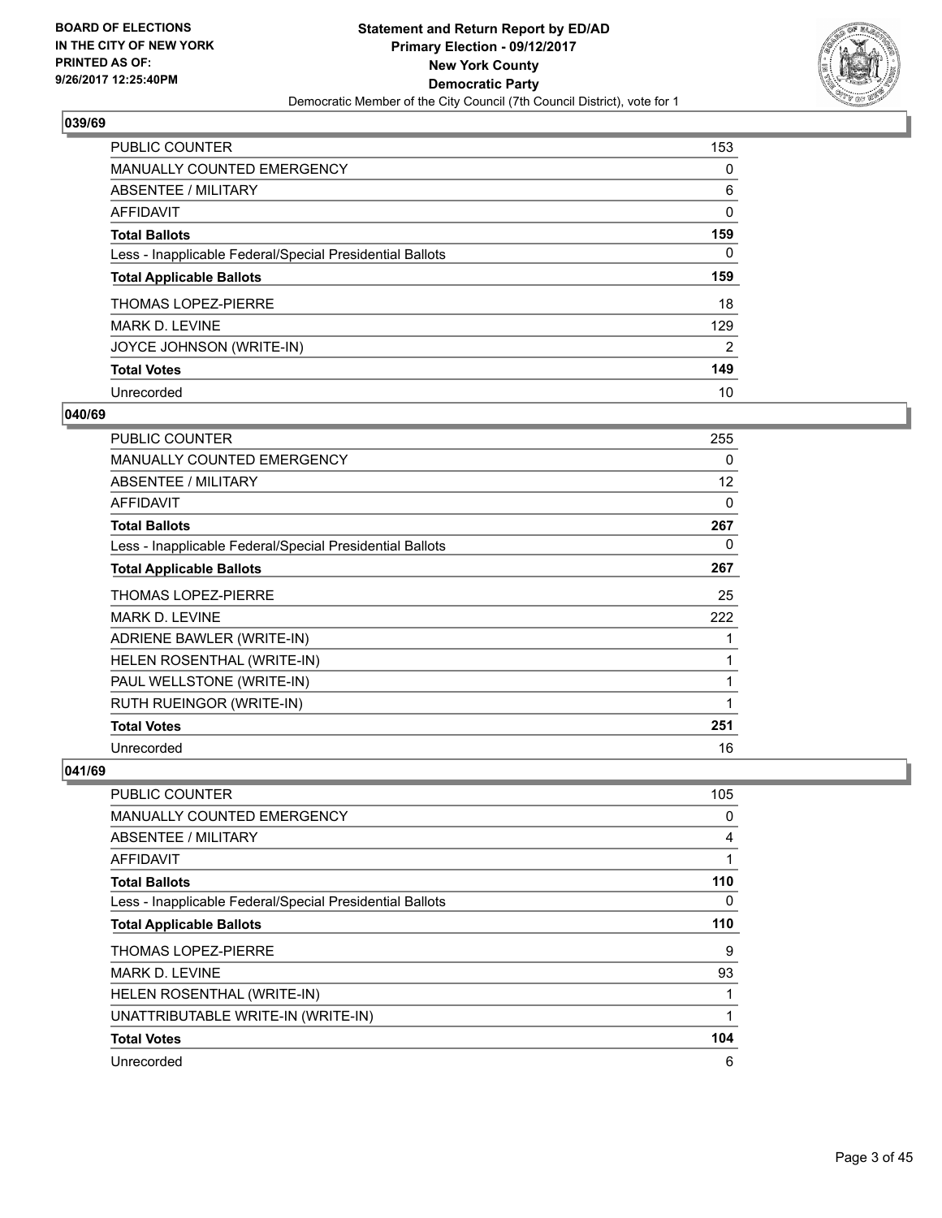### 039/69

| | |
|---|---|
| PUBLIC COUNTER | 153 |
| MANUALLY COUNTED EMERGENCY | 0 |
| ABSENTEE / MILITARY | 6 |
| AFFIDAVIT | 0 |
| **Total Ballots** | **159** |
| Less - Inapplicable Federal/Special Presidential Ballots | 0 |
| **Total Applicable Ballots** | **159** |
| THOMAS LOPEZ-PIERRE | 18 |
| MARK D. LEVINE | 129 |
| JOYCE JOHNSON (WRITE-IN) | 2 |
| **Total Votes** | **149** |
| Unrecorded | 10 |

### 040/69

| | |
|---|---|
| PUBLIC COUNTER | 255 |
| MANUALLY COUNTED EMERGENCY | 0 |
| ABSENTEE / MILITARY | 12 |
| AFFIDAVIT | 0 |
| **Total Ballots** | **267** |
| Less - Inapplicable Federal/Special Presidential Ballots | 0 |
| **Total Applicable Ballots** | **267** |
| THOMAS LOPEZ-PIERRE | 25 |
| MARK D. LEVINE | 222 |
| ADRIENE BAWLER (WRITE-IN) | 1 |
| HELEN ROSENTHAL (WRITE-IN) | 1 |
| PAUL WELLSTONE (WRITE-IN) | 1 |
| RUTH RUEINGOR (WRITE-IN) | 1 |
| **Total Votes** | **251** |
| Unrecorded | 16 |

### 041/69

| | |
|---|---|
| PUBLIC COUNTER | 105 |
| MANUALLY COUNTED EMERGENCY | 0 |
| ABSENTEE / MILITARY | 4 |
| AFFIDAVIT | 1 |
| **Total Ballots** | **110** |
| Less - Inapplicable Federal/Special Presidential Ballots | 0 |
| **Total Applicable Ballots** | **110** |
| THOMAS LOPEZ-PIERRE | 9 |
| MARK D. LEVINE | 93 |
| HELEN ROSENTHAL (WRITE-IN) | 1 |
| UNATTRIBUTABLE WRITE-IN (WRITE-IN) | 1 |
| **Total Votes** | **104** |
| Unrecorded | 6 |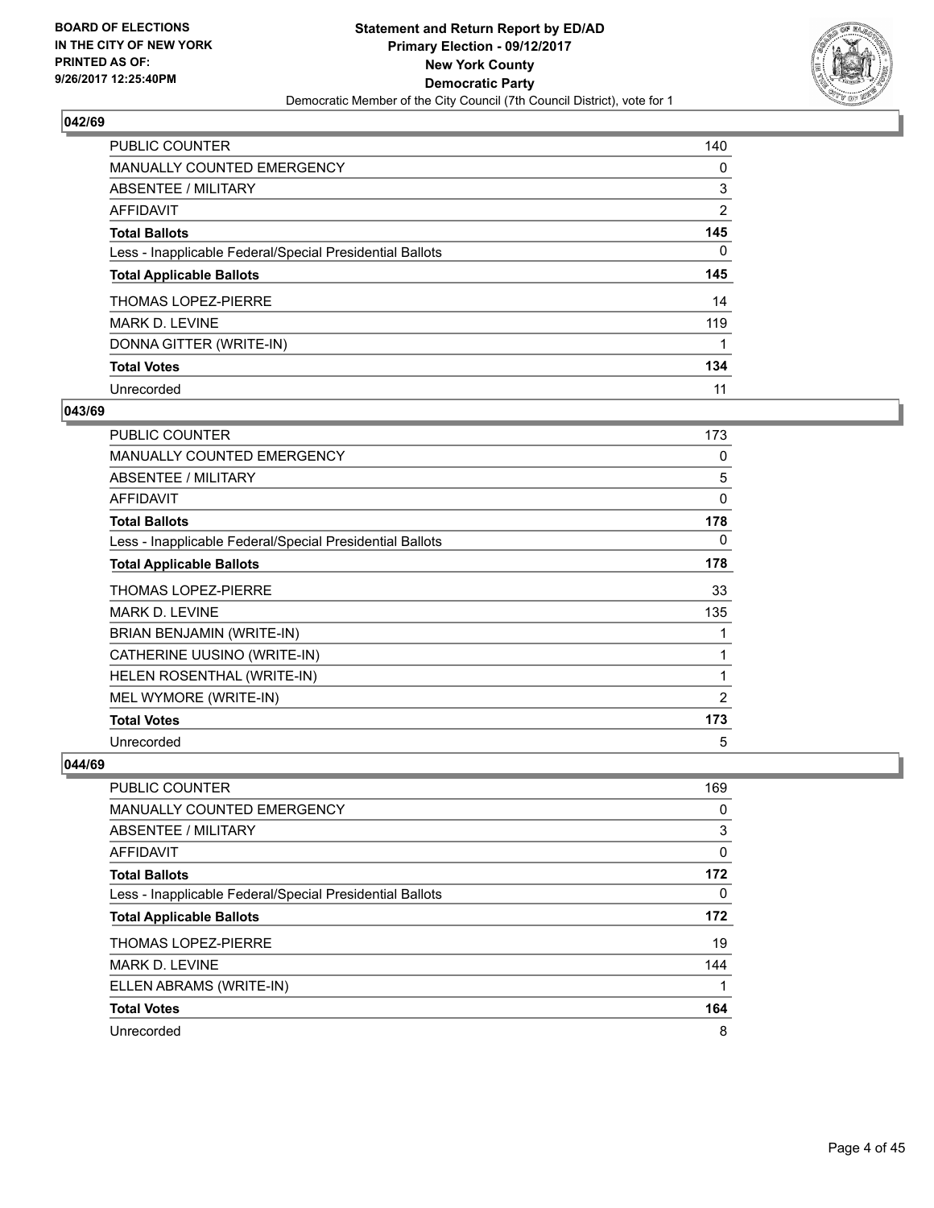### 042/69

| | |
|---|---|
| PUBLIC COUNTER | 140 |
| MANUALLY COUNTED EMERGENCY | 0 |
| ABSENTEE / MILITARY | 3 |
| AFFIDAVIT | 2 |
| **Total Ballots** | **145** |
| Less - Inapplicable Federal/Special Presidential Ballots | 0 |
| **Total Applicable Ballots** | **145** |
| THOMAS LOPEZ-PIERRE | 14 |
| MARK D. LEVINE | 119 |
| DONNA GITTER (WRITE-IN) | 1 |
| **Total Votes** | **134** |
| Unrecorded | 11 |

### 043/69

| | |
|---|---|
| PUBLIC COUNTER | 173 |
| MANUALLY COUNTED EMERGENCY | 0 |
| ABSENTEE / MILITARY | 5 |
| AFFIDAVIT | 0 |
| **Total Ballots** | **178** |
| Less - Inapplicable Federal/Special Presidential Ballots | 0 |
| **Total Applicable Ballots** | **178** |
| THOMAS LOPEZ-PIERRE | 33 |
| MARK D. LEVINE | 135 |
| BRIAN BENJAMIN (WRITE-IN) | 1 |
| CATHERINE UUSINO (WRITE-IN) | 1 |
| HELEN ROSENTHAL (WRITE-IN) | 1 |
| MEL WYMORE (WRITE-IN) | 2 |
| **Total Votes** | **173** |
| Unrecorded | 5 |

### 044/69

| | |
|---|---|
| PUBLIC COUNTER | 169 |
| MANUALLY COUNTED EMERGENCY | 0 |
| ABSENTEE / MILITARY | 3 |
| AFFIDAVIT | 0 |
| **Total Ballots** | **172** |
| Less - Inapplicable Federal/Special Presidential Ballots | 0 |
| **Total Applicable Ballots** | **172** |
| THOMAS LOPEZ-PIERRE | 19 |
| MARK D. LEVINE | 144 |
| ELLEN ABRAMS (WRITE-IN) | 1 |
| **Total Votes** | **164** |
| Unrecorded | 8 |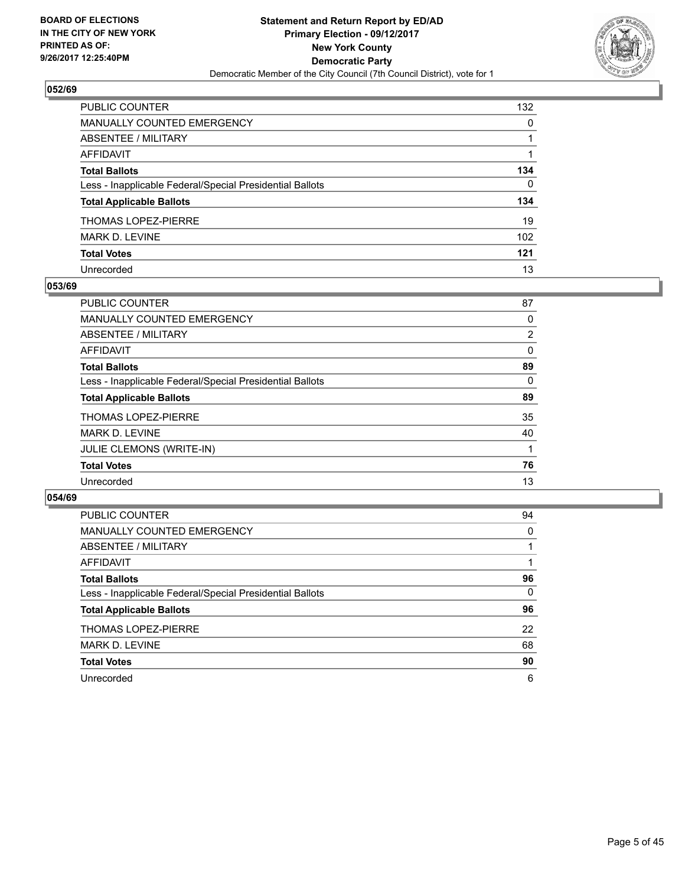BOARD OF ELECTIONS
IN THE CITY OF NEW YORK
PRINTED AS OF:
9/26/2017 12:25:40PM

**Statement and Return Report by ED/AD**
**Primary Election - 09/12/2017**
**New York County**
**Democratic Party**
Democratic Member of the City Council (7th Council District), vote for 1

## 052/69

| | |
|---|---|
| PUBLIC COUNTER | 132 |
| MANUALLY COUNTED EMERGENCY | 0 |
| ABSENTEE / MILITARY | 1 |
| AFFIDAVIT | 1 |
| **Total Ballots** | **134** |
| Less - Inapplicable Federal/Special Presidential Ballots | 0 |
| **Total Applicable Ballots** | **134** |
| THOMAS LOPEZ-PIERRE | 19 |
| MARK D. LEVINE | 102 |
| **Total Votes** | **121** |
| Unrecorded | 13 |

## 053/69

| | |
|---|---|
| PUBLIC COUNTER | 87 |
| MANUALLY COUNTED EMERGENCY | 0 |
| ABSENTEE / MILITARY | 2 |
| AFFIDAVIT | 0 |
| **Total Ballots** | **89** |
| Less - Inapplicable Federal/Special Presidential Ballots | 0 |
| **Total Applicable Ballots** | **89** |
| THOMAS LOPEZ-PIERRE | 35 |
| MARK D. LEVINE | 40 |
| JULIE CLEMONS (WRITE-IN) | 1 |
| **Total Votes** | **76** |
| Unrecorded | 13 |

## 054/69

| | |
|---|---|
| PUBLIC COUNTER | 94 |
| MANUALLY COUNTED EMERGENCY | 0 |
| ABSENTEE / MILITARY | 1 |
| AFFIDAVIT | 1 |
| **Total Ballots** | **96** |
| Less - Inapplicable Federal/Special Presidential Ballots | 0 |
| **Total Applicable Ballots** | **96** |
| THOMAS LOPEZ-PIERRE | 22 |
| MARK D. LEVINE | 68 |
| **Total Votes** | **90** |
| Unrecorded | 6 |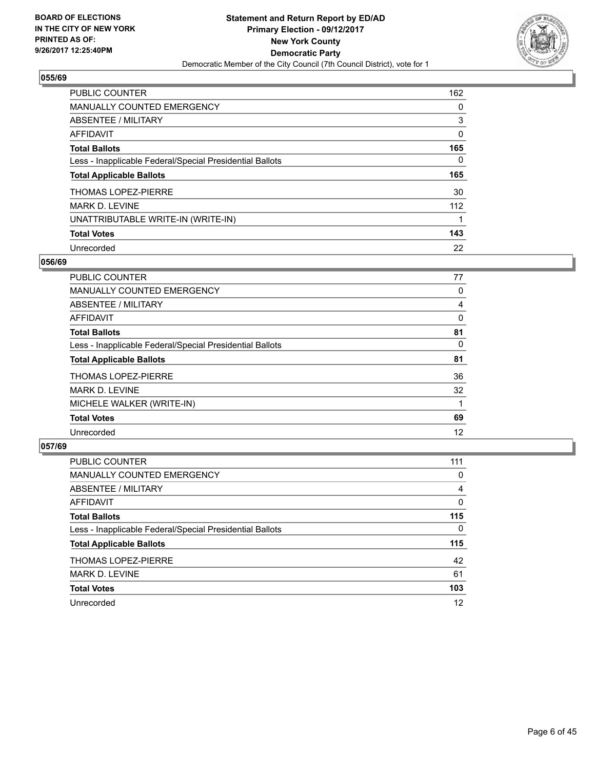BOARD OF ELECTIONS
IN THE CITY OF NEW YORK
PRINTED AS OF:
9/26/2017 12:25:40PM

**Statement and Return Report by ED/AD**
**Primary Election - 09/12/2017**
**New York County**
**Democratic Party**
Democratic Member of the City Council (7th Council District), vote for 1

### 055/69

| | |
|---|---|
| PUBLIC COUNTER | 162 |
| MANUALLY COUNTED EMERGENCY | 0 |
| ABSENTEE / MILITARY | 3 |
| AFFIDAVIT | 0 |
| **Total Ballots** | **165** |
| Less - Inapplicable Federal/Special Presidential Ballots | 0 |
| **Total Applicable Ballots** | **165** |
| THOMAS LOPEZ-PIERRE | 30 |
| MARK D. LEVINE | 112 |
| UNATTRIBUTABLE WRITE-IN (WRITE-IN) | 1 |
| **Total Votes** | **143** |
| Unrecorded | 22 |

### 056/69

| | |
|---|---|
| PUBLIC COUNTER | 77 |
| MANUALLY COUNTED EMERGENCY | 0 |
| ABSENTEE / MILITARY | 4 |
| AFFIDAVIT | 0 |
| **Total Ballots** | **81** |
| Less - Inapplicable Federal/Special Presidential Ballots | 0 |
| **Total Applicable Ballots** | **81** |
| THOMAS LOPEZ-PIERRE | 36 |
| MARK D. LEVINE | 32 |
| MICHELE WALKER (WRITE-IN) | 1 |
| **Total Votes** | **69** |
| Unrecorded | 12 |

### 057/69

| | |
|---|---|
| PUBLIC COUNTER | 111 |
| MANUALLY COUNTED EMERGENCY | 0 |
| ABSENTEE / MILITARY | 4 |
| AFFIDAVIT | 0 |
| **Total Ballots** | **115** |
| Less - Inapplicable Federal/Special Presidential Ballots | 0 |
| **Total Applicable Ballots** | **115** |
| THOMAS LOPEZ-PIERRE | 42 |
| MARK D. LEVINE | 61 |
| **Total Votes** | **103** |
| Unrecorded | 12 |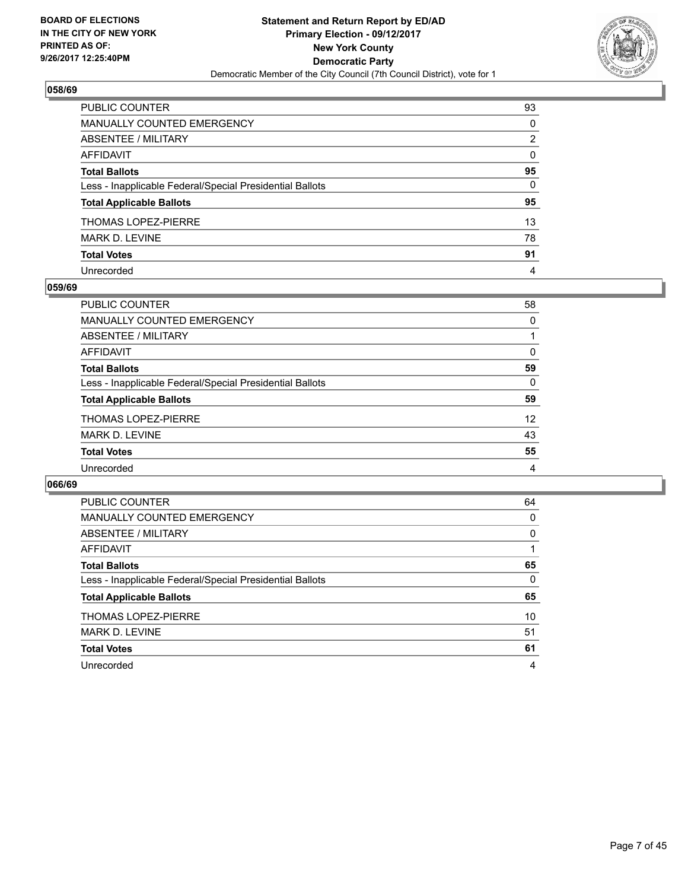BOARD OF ELECTIONS
IN THE CITY OF NEW YORK
PRINTED AS OF:
9/26/2017 12:25:40PM

**Statement and Return Report by ED/AD**
**Primary Election - 09/12/2017**
**New York County**
**Democratic Party**
Democratic Member of the City Council (7th Council District), vote for 1

## 058/69

| | |
|---|---|
| PUBLIC COUNTER | 93 |
| MANUALLY COUNTED EMERGENCY | 0 |
| ABSENTEE / MILITARY | 2 |
| AFFIDAVIT | 0 |
| **Total Ballots** | **95** |
| Less - Inapplicable Federal/Special Presidential Ballots | 0 |
| **Total Applicable Ballots** | **95** |
| THOMAS LOPEZ-PIERRE | 13 |
| MARK D. LEVINE | 78 |
| **Total Votes** | **91** |
| Unrecorded | 4 |

## 059/69

| | |
|---|---|
| PUBLIC COUNTER | 58 |
| MANUALLY COUNTED EMERGENCY | 0 |
| ABSENTEE / MILITARY | 1 |
| AFFIDAVIT | 0 |
| **Total Ballots** | **59** |
| Less - Inapplicable Federal/Special Presidential Ballots | 0 |
| **Total Applicable Ballots** | **59** |
| THOMAS LOPEZ-PIERRE | 12 |
| MARK D. LEVINE | 43 |
| **Total Votes** | **55** |
| Unrecorded | 4 |

## 066/69

| | |
|---|---|
| PUBLIC COUNTER | 64 |
| MANUALLY COUNTED EMERGENCY | 0 |
| ABSENTEE / MILITARY | 0 |
| AFFIDAVIT | 1 |
| **Total Ballots** | **65** |
| Less - Inapplicable Federal/Special Presidential Ballots | 0 |
| **Total Applicable Ballots** | **65** |
| THOMAS LOPEZ-PIERRE | 10 |
| MARK D. LEVINE | 51 |
| **Total Votes** | **61** |
| Unrecorded | 4 |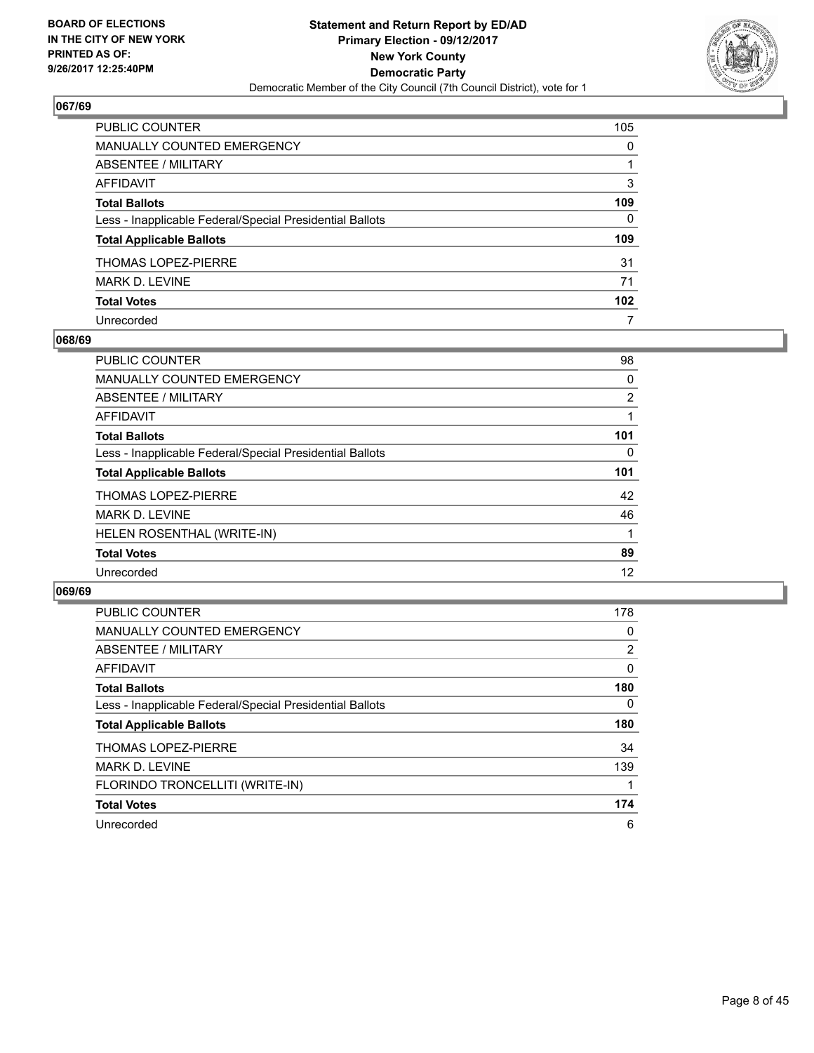## 067/69

| | |
|---|---|
| PUBLIC COUNTER | 105 |
| MANUALLY COUNTED EMERGENCY | 0 |
| ABSENTEE / MILITARY | 1 |
| AFFIDAVIT | 3 |
| **Total Ballots** | **109** |
| Less - Inapplicable Federal/Special Presidential Ballots | 0 |
| **Total Applicable Ballots** | **109** |
| THOMAS LOPEZ-PIERRE | 31 |
| MARK D. LEVINE | 71 |
| **Total Votes** | **102** |
| Unrecorded | 7 |

## 068/69

| | |
|---|---|
| PUBLIC COUNTER | 98 |
| MANUALLY COUNTED EMERGENCY | 0 |
| ABSENTEE / MILITARY | 2 |
| AFFIDAVIT | 1 |
| **Total Ballots** | **101** |
| Less - Inapplicable Federal/Special Presidential Ballots | 0 |
| **Total Applicable Ballots** | **101** |
| THOMAS LOPEZ-PIERRE | 42 |
| MARK D. LEVINE | 46 |
| HELEN ROSENTHAL (WRITE-IN) | 1 |
| **Total Votes** | **89** |
| Unrecorded | 12 |

## 069/69

| | |
|---|---|
| PUBLIC COUNTER | 178 |
| MANUALLY COUNTED EMERGENCY | 0 |
| ABSENTEE / MILITARY | 2 |
| AFFIDAVIT | 0 |
| **Total Ballots** | **180** |
| Less - Inapplicable Federal/Special Presidential Ballots | 0 |
| **Total Applicable Ballots** | **180** |
| THOMAS LOPEZ-PIERRE | 34 |
| MARK D. LEVINE | 139 |
| FLORINDO TRONCELLITI (WRITE-IN) | 1 |
| **Total Votes** | **174** |
| Unrecorded | 6 |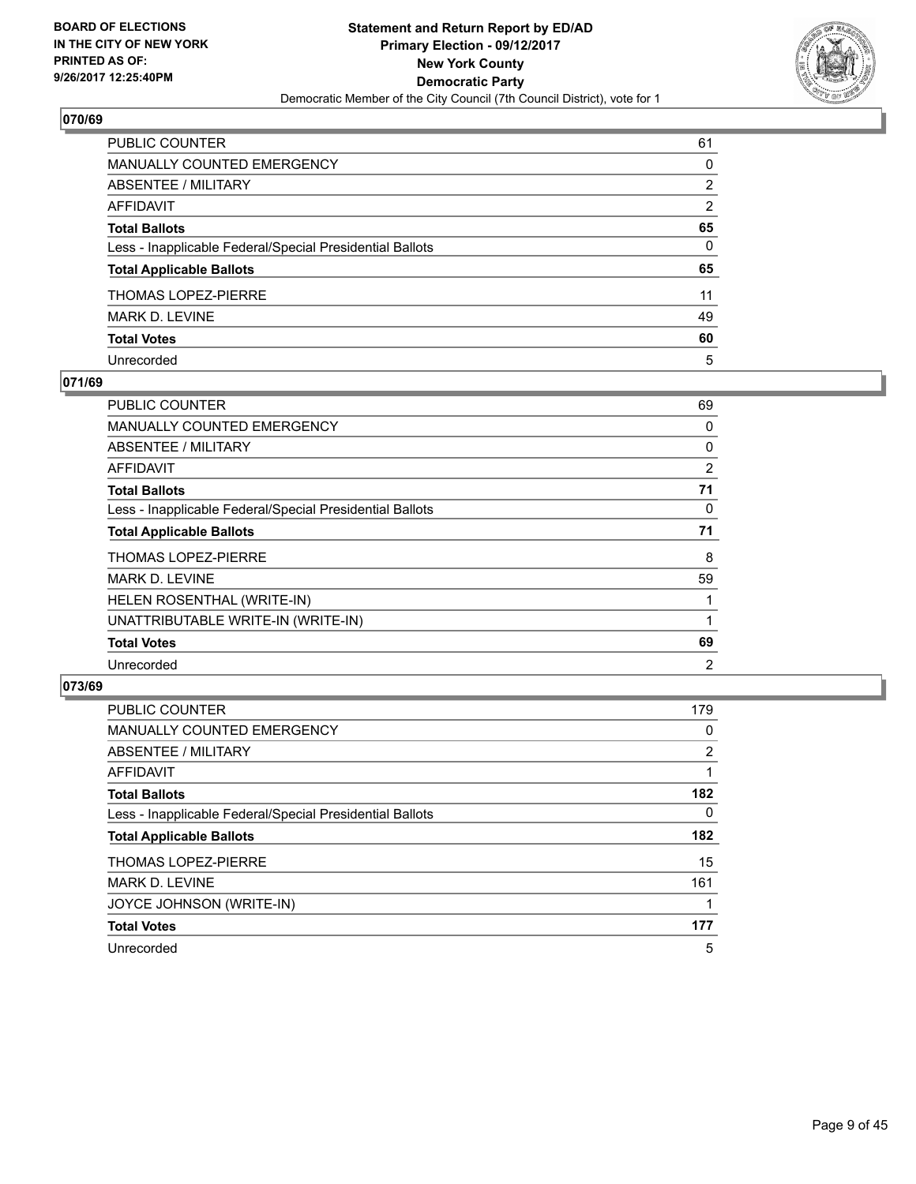**BOARD OF ELECTIONS IN THE CITY OF NEW YORK PRINTED AS OF: 9/26/2017 12:25:40PM**

**Statement and Return Report by ED/AD Primary Election - 09/12/2017 New York County Democratic Party**

Democratic Member of the City Council (7th Council District), vote for 1

## 070/69

| | |
|---|---|
| PUBLIC COUNTER | 61 |
| MANUALLY COUNTED EMERGENCY | 0 |
| ABSENTEE / MILITARY | 2 |
| AFFIDAVIT | 2 |
| **Total Ballots** | **65** |
| Less - Inapplicable Federal/Special Presidential Ballots | 0 |
| **Total Applicable Ballots** | **65** |
| THOMAS LOPEZ-PIERRE | 11 |
| MARK D. LEVINE | 49 |
| **Total Votes** | **60** |
| Unrecorded | 5 |

## 071/69

| | |
|---|---|
| PUBLIC COUNTER | 69 |
| MANUALLY COUNTED EMERGENCY | 0 |
| ABSENTEE / MILITARY | 0 |
| AFFIDAVIT | 2 |
| **Total Ballots** | **71** |
| Less - Inapplicable Federal/Special Presidential Ballots | 0 |
| **Total Applicable Ballots** | **71** |
| THOMAS LOPEZ-PIERRE | 8 |
| MARK D. LEVINE | 59 |
| HELEN ROSENTHAL (WRITE-IN) | 1 |
| UNATTRIBUTABLE WRITE-IN (WRITE-IN) | 1 |
| **Total Votes** | **69** |
| Unrecorded | 2 |

## 073/69

| | |
|---|---|
| PUBLIC COUNTER | 179 |
| MANUALLY COUNTED EMERGENCY | 0 |
| ABSENTEE / MILITARY | 2 |
| AFFIDAVIT | 1 |
| **Total Ballots** | **182** |
| Less - Inapplicable Federal/Special Presidential Ballots | 0 |
| **Total Applicable Ballots** | **182** |
| THOMAS LOPEZ-PIERRE | 15 |
| MARK D. LEVINE | 161 |
| JOYCE JOHNSON (WRITE-IN) | 1 |
| **Total Votes** | **177** |
| Unrecorded | 5 |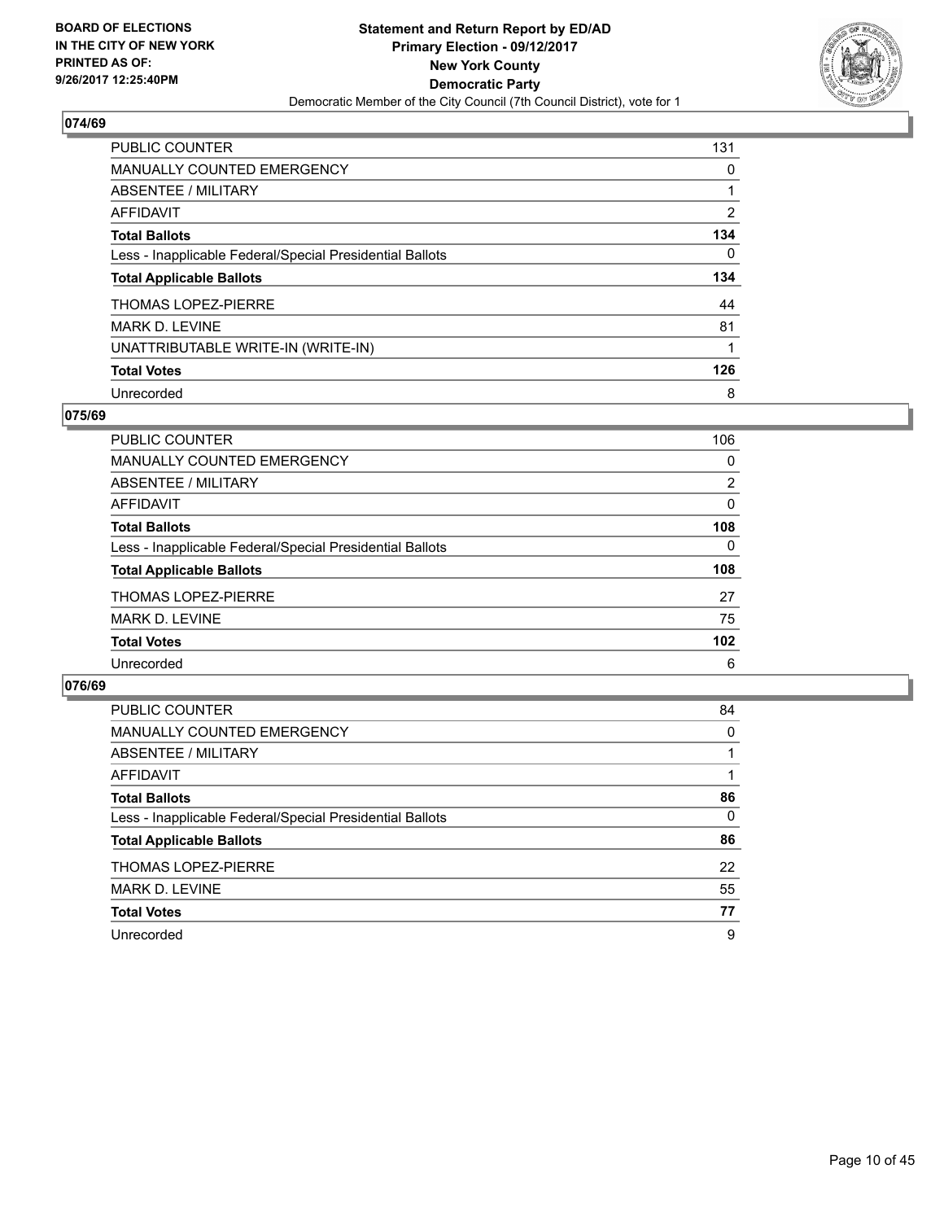BOARD OF ELECTIONS
IN THE CITY OF NEW YORK
PRINTED AS OF:
9/26/2017 12:25:40PM

**Statement and Return Report by ED/AD**
**Primary Election - 09/12/2017**
**New York County**
**Democratic Party**
Democratic Member of the City Council (7th Council District), vote for 1

### 074/69

| | |
|---|---|
| PUBLIC COUNTER | 131 |
| MANUALLY COUNTED EMERGENCY | 0 |
| ABSENTEE / MILITARY | 1 |
| AFFIDAVIT | 2 |
| **Total Ballots** | **134** |
| Less - Inapplicable Federal/Special Presidential Ballots | 0 |
| **Total Applicable Ballots** | **134** |
| THOMAS LOPEZ-PIERRE | 44 |
| MARK D. LEVINE | 81 |
| UNATTRIBUTABLE WRITE-IN (WRITE-IN) | 1 |
| **Total Votes** | **126** |
| Unrecorded | 8 |

### 075/69

| | |
|---|---|
| PUBLIC COUNTER | 106 |
| MANUALLY COUNTED EMERGENCY | 0 |
| ABSENTEE / MILITARY | 2 |
| AFFIDAVIT | 0 |
| **Total Ballots** | **108** |
| Less - Inapplicable Federal/Special Presidential Ballots | 0 |
| **Total Applicable Ballots** | **108** |
| THOMAS LOPEZ-PIERRE | 27 |
| MARK D. LEVINE | 75 |
| **Total Votes** | **102** |
| Unrecorded | 6 |

### 076/69

| | |
|---|---|
| PUBLIC COUNTER | 84 |
| MANUALLY COUNTED EMERGENCY | 0 |
| ABSENTEE / MILITARY | 1 |
| AFFIDAVIT | 1 |
| **Total Ballots** | **86** |
| Less - Inapplicable Federal/Special Presidential Ballots | 0 |
| **Total Applicable Ballots** | **86** |
| THOMAS LOPEZ-PIERRE | 22 |
| MARK D. LEVINE | 55 |
| **Total Votes** | **77** |
| Unrecorded | 9 |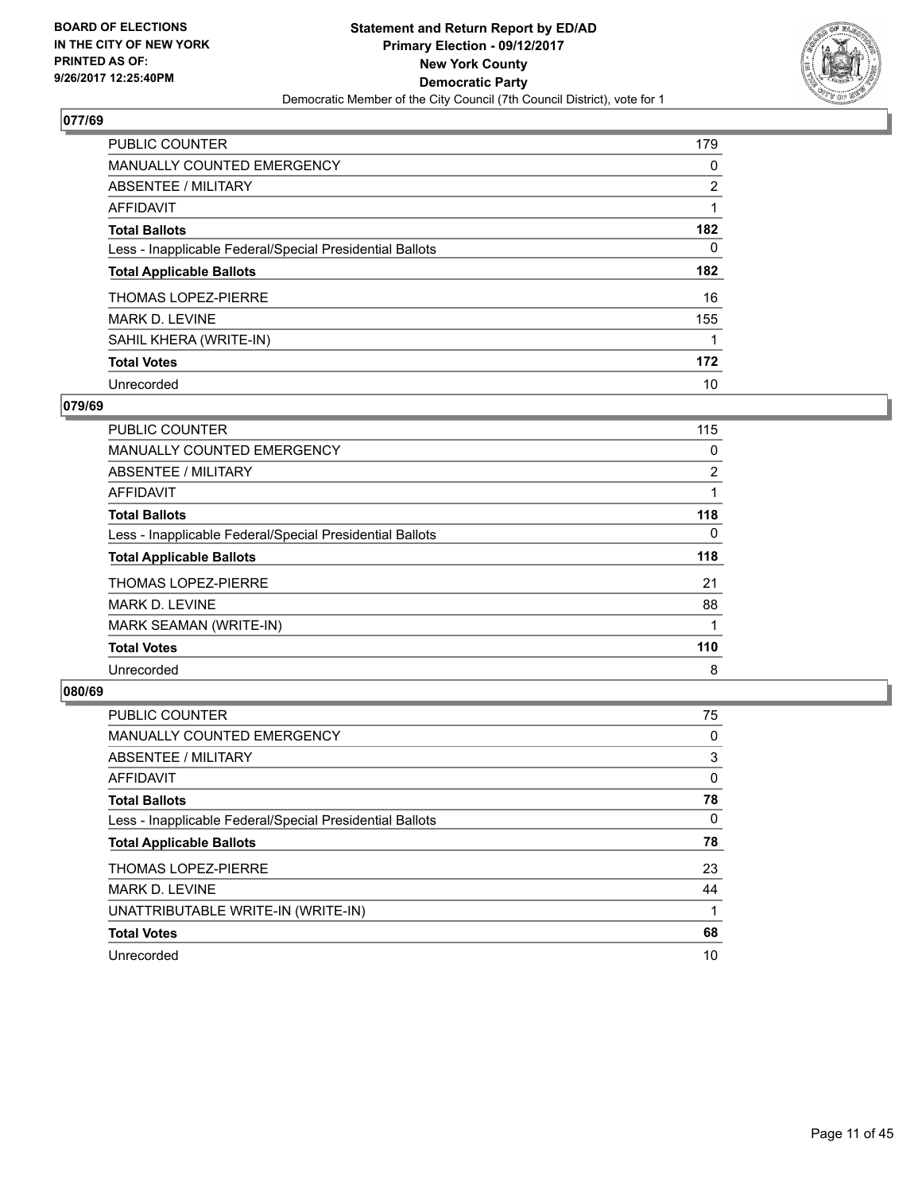**BOARD OF ELECTIONS IN THE CITY OF NEW YORK PRINTED AS OF: 9/26/2017 12:25:40PM**

**Statement and Return Report by ED/AD Primary Election - 09/12/2017 New York County Democratic Party**

Democratic Member of the City Council (7th Council District), vote for 1

## 077/69

| | |
|---|---|
| PUBLIC COUNTER | 179 |
| MANUALLY COUNTED EMERGENCY | 0 |
| ABSENTEE / MILITARY | 2 |
| AFFIDAVIT | 1 |
| **Total Ballots** | **182** |
| Less - Inapplicable Federal/Special Presidential Ballots | 0 |
| **Total Applicable Ballots** | **182** |
| THOMAS LOPEZ-PIERRE | 16 |
| MARK D. LEVINE | 155 |
| SAHIL KHERA (WRITE-IN) | 1 |
| **Total Votes** | **172** |
| Unrecorded | 10 |

## 079/69

| | |
|---|---|
| PUBLIC COUNTER | 115 |
| MANUALLY COUNTED EMERGENCY | 0 |
| ABSENTEE / MILITARY | 2 |
| AFFIDAVIT | 1 |
| **Total Ballots** | **118** |
| Less - Inapplicable Federal/Special Presidential Ballots | 0 |
| **Total Applicable Ballots** | **118** |
| THOMAS LOPEZ-PIERRE | 21 |
| MARK D. LEVINE | 88 |
| MARK SEAMAN (WRITE-IN) | 1 |
| **Total Votes** | **110** |
| Unrecorded | 8 |

## 080/69

| | |
|---|---|
| PUBLIC COUNTER | 75 |
| MANUALLY COUNTED EMERGENCY | 0 |
| ABSENTEE / MILITARY | 3 |
| AFFIDAVIT | 0 |
| **Total Ballots** | **78** |
| Less - Inapplicable Federal/Special Presidential Ballots | 0 |
| **Total Applicable Ballots** | **78** |
| THOMAS LOPEZ-PIERRE | 23 |
| MARK D. LEVINE | 44 |
| UNATTRIBUTABLE WRITE-IN (WRITE-IN) | 1 |
| **Total Votes** | **68** |
| Unrecorded | 10 |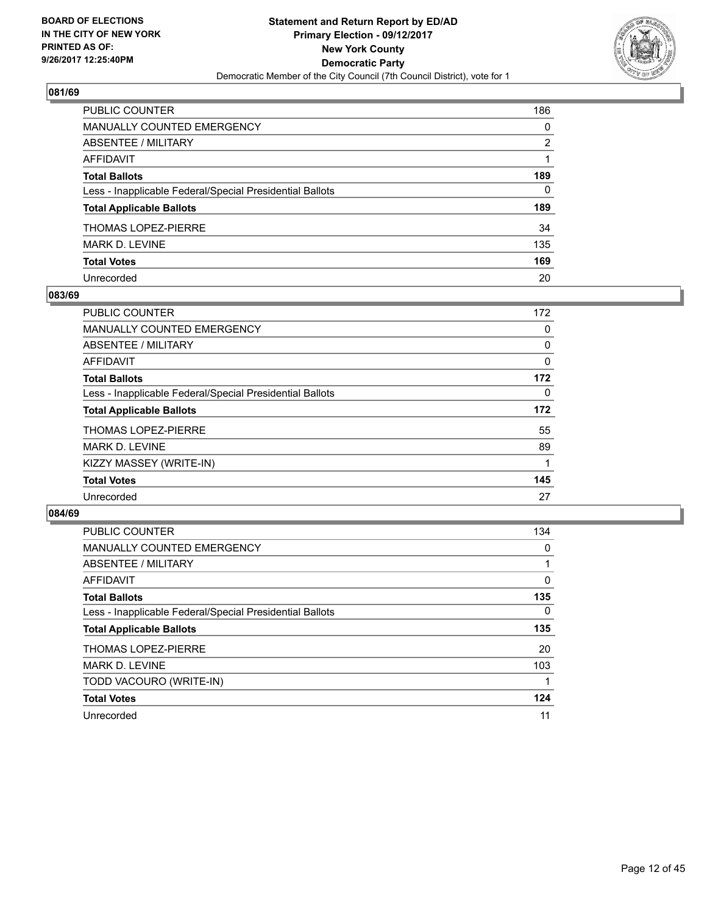BOARD OF ELECTIONS
IN THE CITY OF NEW YORK
PRINTED AS OF:
9/26/2017 12:25:40PM

**Statement and Return Report by ED/AD**
**Primary Election - 09/12/2017**
**New York County**
**Democratic Party**
Democratic Member of the City Council (7th Council District), vote for 1

### 081/69

| | |
|---|---|
| PUBLIC COUNTER | 186 |
| MANUALLY COUNTED EMERGENCY | 0 |
| ABSENTEE / MILITARY | 2 |
| AFFIDAVIT | 1 |
| **Total Ballots** | **189** |
| Less - Inapplicable Federal/Special Presidential Ballots | 0 |
| **Total Applicable Ballots** | **189** |
| THOMAS LOPEZ-PIERRE | 34 |
| MARK D. LEVINE | 135 |
| **Total Votes** | **169** |
| Unrecorded | 20 |

### 083/69

| | |
|---|---|
| PUBLIC COUNTER | 172 |
| MANUALLY COUNTED EMERGENCY | 0 |
| ABSENTEE / MILITARY | 0 |
| AFFIDAVIT | 0 |
| **Total Ballots** | **172** |
| Less - Inapplicable Federal/Special Presidential Ballots | 0 |
| **Total Applicable Ballots** | **172** |
| THOMAS LOPEZ-PIERRE | 55 |
| MARK D. LEVINE | 89 |
| KIZZY MASSEY (WRITE-IN) | 1 |
| **Total Votes** | **145** |
| Unrecorded | 27 |

### 084/69

| | |
|---|---|
| PUBLIC COUNTER | 134 |
| MANUALLY COUNTED EMERGENCY | 0 |
| ABSENTEE / MILITARY | 1 |
| AFFIDAVIT | 0 |
| **Total Ballots** | **135** |
| Less - Inapplicable Federal/Special Presidential Ballots | 0 |
| **Total Applicable Ballots** | **135** |
| THOMAS LOPEZ-PIERRE | 20 |
| MARK D. LEVINE | 103 |
| TODD VACOURO (WRITE-IN) | 1 |
| **Total Votes** | **124** |
| Unrecorded | 11 |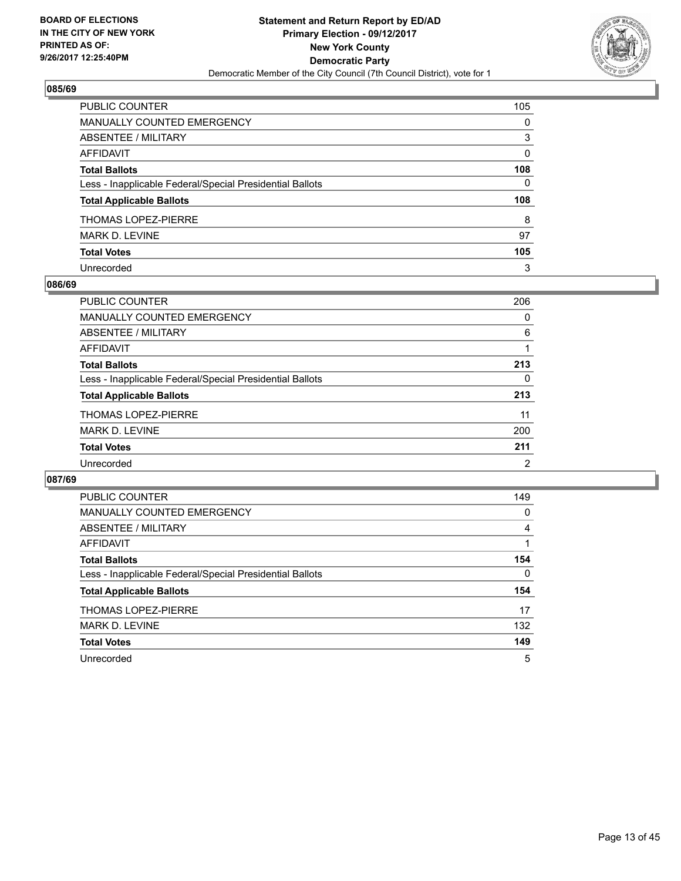**BOARD OF ELECTIONS IN THE CITY OF NEW YORK PRINTED AS OF: 9/26/2017 12:25:40PM**

**Statement and Return Report by ED/AD**
**Primary Election - 09/12/2017**
**New York County**
**Democratic Party**
Democratic Member of the City Council (7th Council District), vote for 1

## 085/69

| | |
|---|---|
| PUBLIC COUNTER | 105 |
| MANUALLY COUNTED EMERGENCY | 0 |
| ABSENTEE / MILITARY | 3 |
| AFFIDAVIT | 0 |
| **Total Ballots** | **108** |
| Less - Inapplicable Federal/Special Presidential Ballots | 0 |
| **Total Applicable Ballots** | **108** |
| THOMAS LOPEZ-PIERRE | 8 |
| MARK D. LEVINE | 97 |
| **Total Votes** | **105** |
| Unrecorded | 3 |

## 086/69

| | |
|---|---|
| PUBLIC COUNTER | 206 |
| MANUALLY COUNTED EMERGENCY | 0 |
| ABSENTEE / MILITARY | 6 |
| AFFIDAVIT | 1 |
| **Total Ballots** | **213** |
| Less - Inapplicable Federal/Special Presidential Ballots | 0 |
| **Total Applicable Ballots** | **213** |
| THOMAS LOPEZ-PIERRE | 11 |
| MARK D. LEVINE | 200 |
| **Total Votes** | **211** |
| Unrecorded | 2 |

## 087/69

| | |
|---|---|
| PUBLIC COUNTER | 149 |
| MANUALLY COUNTED EMERGENCY | 0 |
| ABSENTEE / MILITARY | 4 |
| AFFIDAVIT | 1 |
| **Total Ballots** | **154** |
| Less - Inapplicable Federal/Special Presidential Ballots | 0 |
| **Total Applicable Ballots** | **154** |
| THOMAS LOPEZ-PIERRE | 17 |
| MARK D. LEVINE | 132 |
| **Total Votes** | **149** |
| Unrecorded | 5 |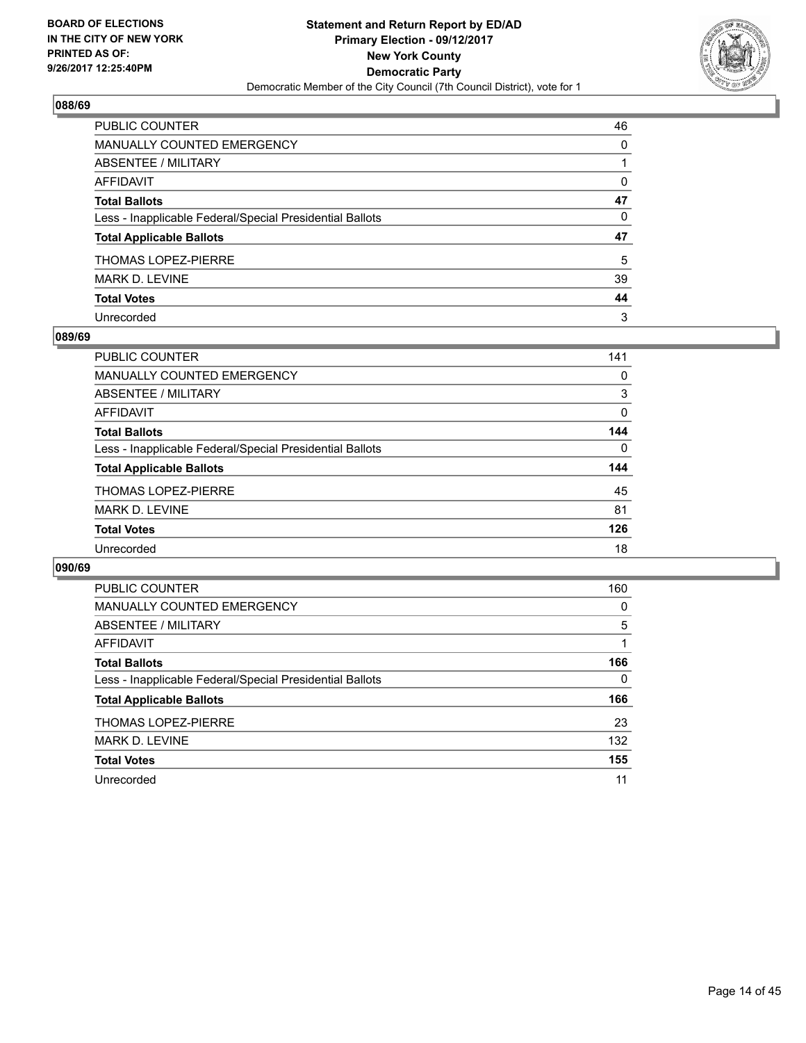BOARD OF ELECTIONS
IN THE CITY OF NEW YORK
PRINTED AS OF:
9/26/2017 12:25:40PM

**Statement and Return Report by ED/AD**
**Primary Election - 09/12/2017**
**New York County**
**Democratic Party**
Democratic Member of the City Council (7th Council District), vote for 1

### 088/69

| | |
|---|---|
| PUBLIC COUNTER | 46 |
| MANUALLY COUNTED EMERGENCY | 0 |
| ABSENTEE / MILITARY | 1 |
| AFFIDAVIT | 0 |
| **Total Ballots** | **47** |
| Less - Inapplicable Federal/Special Presidential Ballots | 0 |
| **Total Applicable Ballots** | **47** |
| THOMAS LOPEZ-PIERRE | 5 |
| MARK D. LEVINE | 39 |
| **Total Votes** | **44** |
| Unrecorded | 3 |

### 089/69

| | |
|---|---|
| PUBLIC COUNTER | 141 |
| MANUALLY COUNTED EMERGENCY | 0 |
| ABSENTEE / MILITARY | 3 |
| AFFIDAVIT | 0 |
| **Total Ballots** | **144** |
| Less - Inapplicable Federal/Special Presidential Ballots | 0 |
| **Total Applicable Ballots** | **144** |
| THOMAS LOPEZ-PIERRE | 45 |
| MARK D. LEVINE | 81 |
| **Total Votes** | **126** |
| Unrecorded | 18 |

### 090/69

| | |
|---|---|
| PUBLIC COUNTER | 160 |
| MANUALLY COUNTED EMERGENCY | 0 |
| ABSENTEE / MILITARY | 5 |
| AFFIDAVIT | 1 |
| **Total Ballots** | **166** |
| Less - Inapplicable Federal/Special Presidential Ballots | 0 |
| **Total Applicable Ballots** | **166** |
| THOMAS LOPEZ-PIERRE | 23 |
| MARK D. LEVINE | 132 |
| **Total Votes** | **155** |
| Unrecorded | 11 |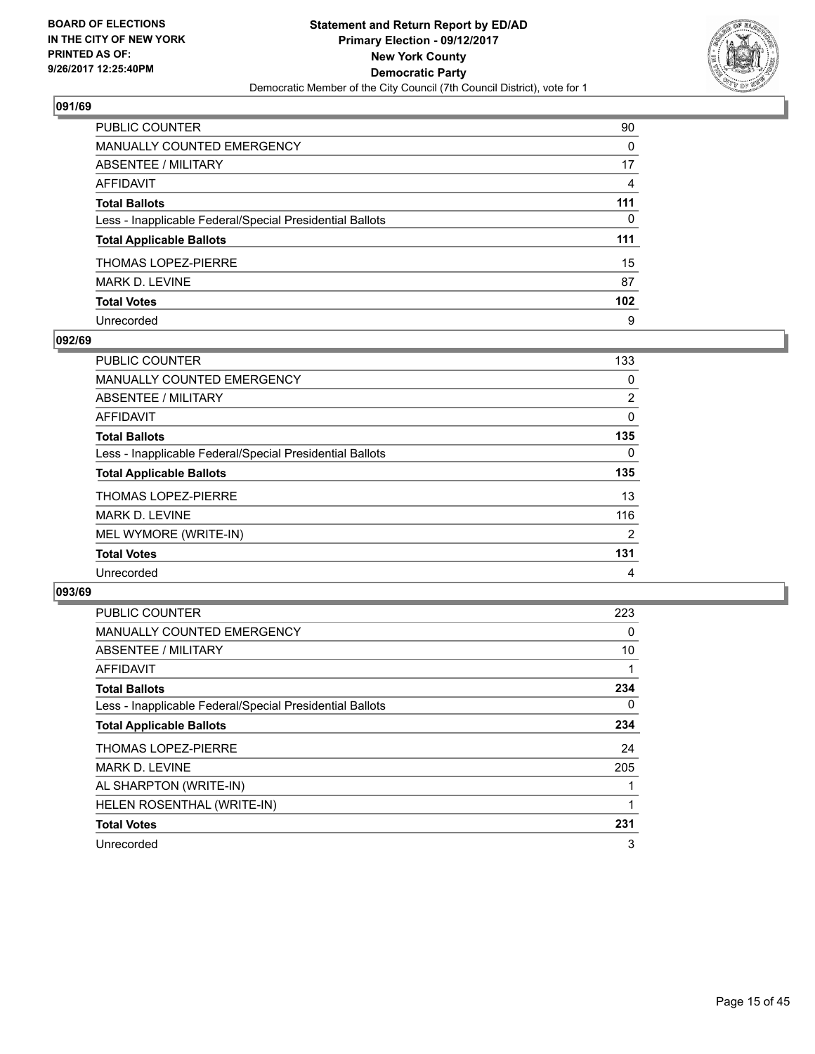BOARD OF ELECTIONS
IN THE CITY OF NEW YORK
PRINTED AS OF:
9/26/2017 12:25:40PM

**Statement and Return Report by ED/AD**
**Primary Election - 09/12/2017**
**New York County**
**Democratic Party**
Democratic Member of the City Council (7th Council District), vote for 1

## 091/69

| | |
|---|---|
| PUBLIC COUNTER | 90 |
| MANUALLY COUNTED EMERGENCY | 0 |
| ABSENTEE / MILITARY | 17 |
| AFFIDAVIT | 4 |
| **Total Ballots** | **111** |
| Less - Inapplicable Federal/Special Presidential Ballots | 0 |
| **Total Applicable Ballots** | **111** |
| THOMAS LOPEZ-PIERRE | 15 |
| MARK D. LEVINE | 87 |
| **Total Votes** | **102** |
| Unrecorded | 9 |

## 092/69

| | |
|---|---|
| PUBLIC COUNTER | 133 |
| MANUALLY COUNTED EMERGENCY | 0 |
| ABSENTEE / MILITARY | 2 |
| AFFIDAVIT | 0 |
| **Total Ballots** | **135** |
| Less - Inapplicable Federal/Special Presidential Ballots | 0 |
| **Total Applicable Ballots** | **135** |
| THOMAS LOPEZ-PIERRE | 13 |
| MARK D. LEVINE | 116 |
| MEL WYMORE (WRITE-IN) | 2 |
| **Total Votes** | **131** |
| Unrecorded | 4 |

## 093/69

| | |
|---|---|
| PUBLIC COUNTER | 223 |
| MANUALLY COUNTED EMERGENCY | 0 |
| ABSENTEE / MILITARY | 10 |
| AFFIDAVIT | 1 |
| **Total Ballots** | **234** |
| Less - Inapplicable Federal/Special Presidential Ballots | 0 |
| **Total Applicable Ballots** | **234** |
| THOMAS LOPEZ-PIERRE | 24 |
| MARK D. LEVINE | 205 |
| AL SHARPTON (WRITE-IN) | 1 |
| HELEN ROSENTHAL (WRITE-IN) | 1 |
| **Total Votes** | **231** |
| Unrecorded | 3 |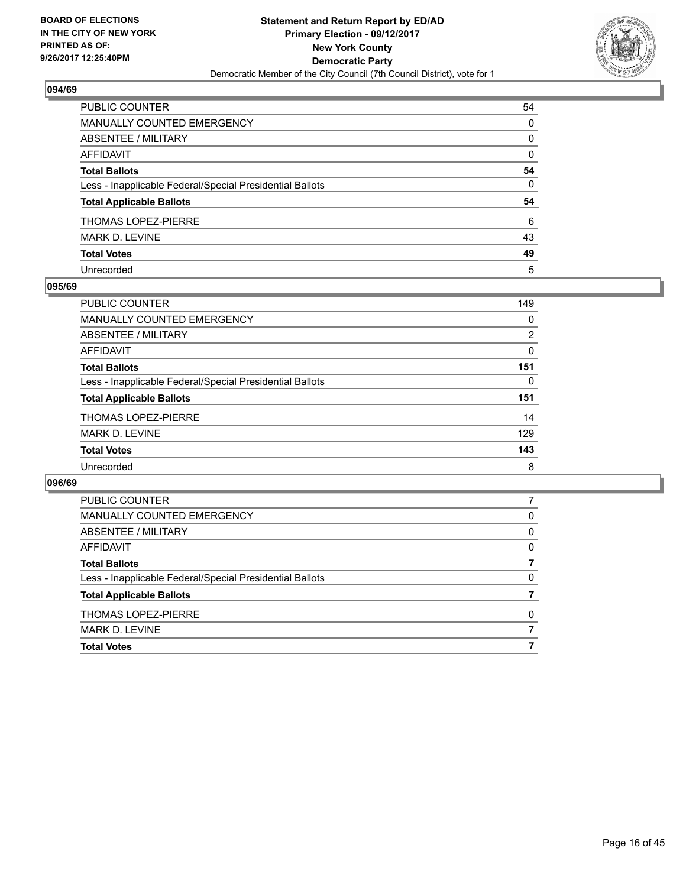BOARD OF ELECTIONS
IN THE CITY OF NEW YORK
PRINTED AS OF:
9/26/2017 12:25:40PM

**Statement and Return Report by ED/AD**
**Primary Election - 09/12/2017**
**New York County**
**Democratic Party**
Democratic Member of the City Council (7th Council District), vote for 1

## 094/69

| | |
|---|---|
| PUBLIC COUNTER | 54 |
| MANUALLY COUNTED EMERGENCY | 0 |
| ABSENTEE / MILITARY | 0 |
| AFFIDAVIT | 0 |
| **Total Ballots** | **54** |
| Less - Inapplicable Federal/Special Presidential Ballots | 0 |
| **Total Applicable Ballots** | **54** |
| THOMAS LOPEZ-PIERRE | 6 |
| MARK D. LEVINE | 43 |
| **Total Votes** | **49** |
| Unrecorded | 5 |

## 095/69

| | |
|---|---|
| PUBLIC COUNTER | 149 |
| MANUALLY COUNTED EMERGENCY | 0 |
| ABSENTEE / MILITARY | 2 |
| AFFIDAVIT | 0 |
| **Total Ballots** | **151** |
| Less - Inapplicable Federal/Special Presidential Ballots | 0 |
| **Total Applicable Ballots** | **151** |
| THOMAS LOPEZ-PIERRE | 14 |
| MARK D. LEVINE | 129 |
| **Total Votes** | **143** |
| Unrecorded | 8 |

## 096/69

| | |
|---|---|
| PUBLIC COUNTER | 7 |
| MANUALLY COUNTED EMERGENCY | 0 |
| ABSENTEE / MILITARY | 0 |
| AFFIDAVIT | 0 |
| **Total Ballots** | **7** |
| Less - Inapplicable Federal/Special Presidential Ballots | 0 |
| **Total Applicable Ballots** | **7** |
| THOMAS LOPEZ-PIERRE | 0 |
| MARK D. LEVINE | 7 |
| **Total Votes** | **7** |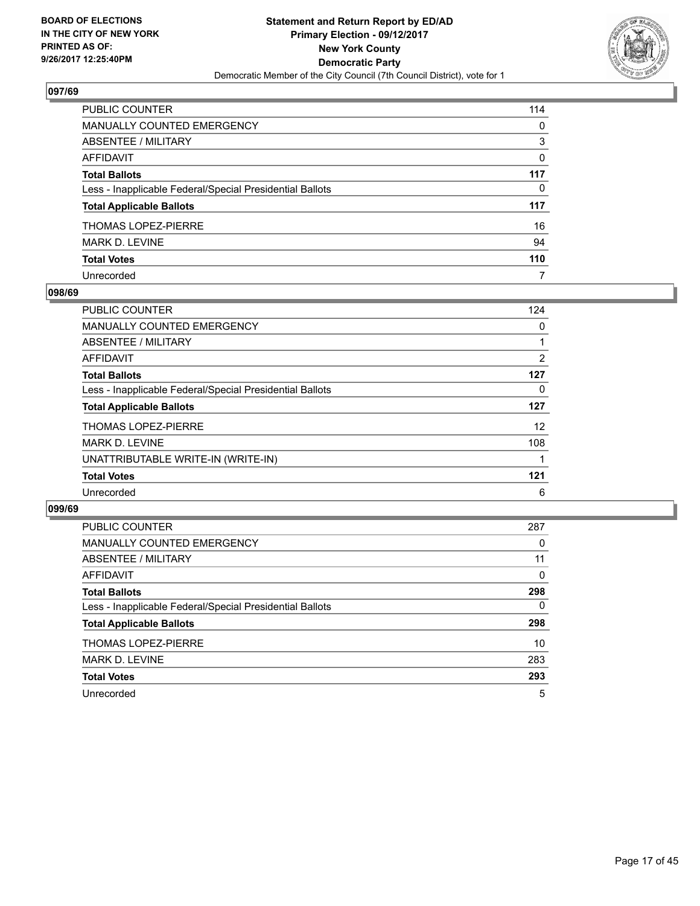BOARD OF ELECTIONS
IN THE CITY OF NEW YORK
PRINTED AS OF:
9/26/2017 12:25:40PM

**Statement and Return Report by ED/AD**
**Primary Election - 09/12/2017**
**New York County**
**Democratic Party**
Democratic Member of the City Council (7th Council District), vote for 1

### 097/69

| | |
|---|---|
| PUBLIC COUNTER | 114 |
| MANUALLY COUNTED EMERGENCY | 0 |
| ABSENTEE / MILITARY | 3 |
| AFFIDAVIT | 0 |
| **Total Ballots** | **117** |
| Less - Inapplicable Federal/Special Presidential Ballots | 0 |
| **Total Applicable Ballots** | **117** |
| THOMAS LOPEZ-PIERRE | 16 |
| MARK D. LEVINE | 94 |
| **Total Votes** | **110** |
| Unrecorded | 7 |

### 098/69

| | |
|---|---|
| PUBLIC COUNTER | 124 |
| MANUALLY COUNTED EMERGENCY | 0 |
| ABSENTEE / MILITARY | 1 |
| AFFIDAVIT | 2 |
| **Total Ballots** | **127** |
| Less - Inapplicable Federal/Special Presidential Ballots | 0 |
| **Total Applicable Ballots** | **127** |
| THOMAS LOPEZ-PIERRE | 12 |
| MARK D. LEVINE | 108 |
| UNATTRIBUTABLE WRITE-IN (WRITE-IN) | 1 |
| **Total Votes** | **121** |
| Unrecorded | 6 |

### 099/69

| | |
|---|---|
| PUBLIC COUNTER | 287 |
| MANUALLY COUNTED EMERGENCY | 0 |
| ABSENTEE / MILITARY | 11 |
| AFFIDAVIT | 0 |
| **Total Ballots** | **298** |
| Less - Inapplicable Federal/Special Presidential Ballots | 0 |
| **Total Applicable Ballots** | **298** |
| THOMAS LOPEZ-PIERRE | 10 |
| MARK D. LEVINE | 283 |
| **Total Votes** | **293** |
| Unrecorded | 5 |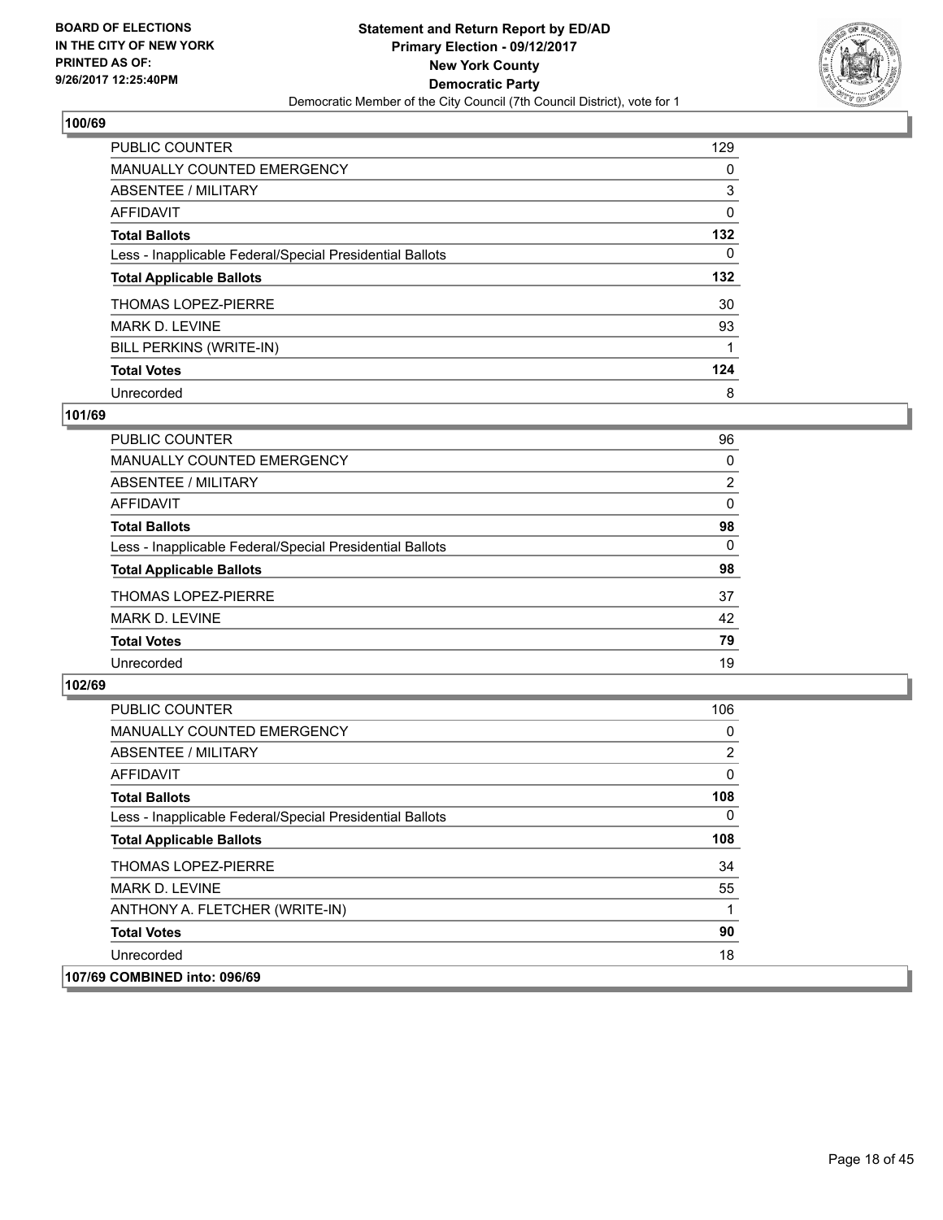## 100/69

| | |
|---|---|
| PUBLIC COUNTER | 129 |
| MANUALLY COUNTED EMERGENCY | 0 |
| ABSENTEE / MILITARY | 3 |
| AFFIDAVIT | 0 |
| **Total Ballots** | **132** |
| Less - Inapplicable Federal/Special Presidential Ballots | 0 |
| **Total Applicable Ballots** | **132** |
| THOMAS LOPEZ-PIERRE | 30 |
| MARK D. LEVINE | 93 |
| BILL PERKINS (WRITE-IN) | 1 |
| **Total Votes** | **124** |
| Unrecorded | 8 |

## 101/69

| | |
|---|---|
| PUBLIC COUNTER | 96 |
| MANUALLY COUNTED EMERGENCY | 0 |
| ABSENTEE / MILITARY | 2 |
| AFFIDAVIT | 0 |
| **Total Ballots** | **98** |
| Less - Inapplicable Federal/Special Presidential Ballots | 0 |
| **Total Applicable Ballots** | **98** |
| THOMAS LOPEZ-PIERRE | 37 |
| MARK D. LEVINE | 42 |
| **Total Votes** | **79** |
| Unrecorded | 19 |

## 102/69

| | |
|---|---|
| PUBLIC COUNTER | 106 |
| MANUALLY COUNTED EMERGENCY | 0 |
| ABSENTEE / MILITARY | 2 |
| AFFIDAVIT | 0 |
| **Total Ballots** | **108** |
| Less - Inapplicable Federal/Special Presidential Ballots | 0 |
| **Total Applicable Ballots** | **108** |
| THOMAS LOPEZ-PIERRE | 34 |
| MARK D. LEVINE | 55 |
| ANTHONY A. FLETCHER (WRITE-IN) | 1 |
| **Total Votes** | **90** |
| Unrecorded | 18 |

## 107/69 COMBINED into: 096/69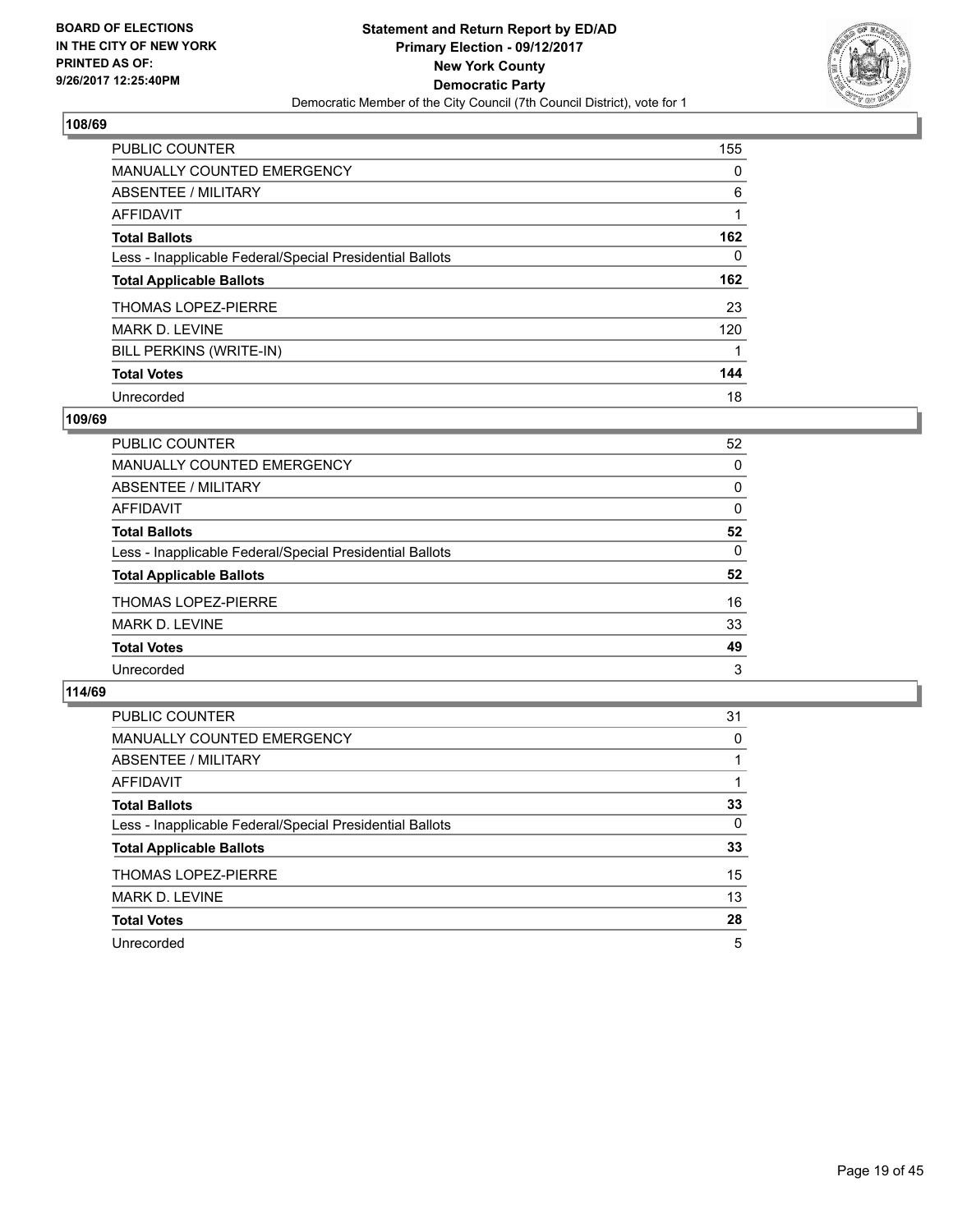## 108/69

| | |
|---|---|
| PUBLIC COUNTER | 155 |
| MANUALLY COUNTED EMERGENCY | 0 |
| ABSENTEE / MILITARY | 6 |
| AFFIDAVIT | 1 |
| **Total Ballots** | **162** |
| Less - Inapplicable Federal/Special Presidential Ballots | 0 |
| **Total Applicable Ballots** | **162** |
| THOMAS LOPEZ-PIERRE | 23 |
| MARK D. LEVINE | 120 |
| BILL PERKINS (WRITE-IN) | 1 |
| **Total Votes** | **144** |
| Unrecorded | 18 |

## 109/69

| | |
|---|---|
| PUBLIC COUNTER | 52 |
| MANUALLY COUNTED EMERGENCY | 0 |
| ABSENTEE / MILITARY | 0 |
| AFFIDAVIT | 0 |
| **Total Ballots** | **52** |
| Less - Inapplicable Federal/Special Presidential Ballots | 0 |
| **Total Applicable Ballots** | **52** |
| THOMAS LOPEZ-PIERRE | 16 |
| MARK D. LEVINE | 33 |
| **Total Votes** | **49** |
| Unrecorded | 3 |

## 114/69

| | |
|---|---|
| PUBLIC COUNTER | 31 |
| MANUALLY COUNTED EMERGENCY | 0 |
| ABSENTEE / MILITARY | 1 |
| AFFIDAVIT | 1 |
| **Total Ballots** | **33** |
| Less - Inapplicable Federal/Special Presidential Ballots | 0 |
| **Total Applicable Ballots** | **33** |
| THOMAS LOPEZ-PIERRE | 15 |
| MARK D. LEVINE | 13 |
| **Total Votes** | **28** |
| Unrecorded | 5 |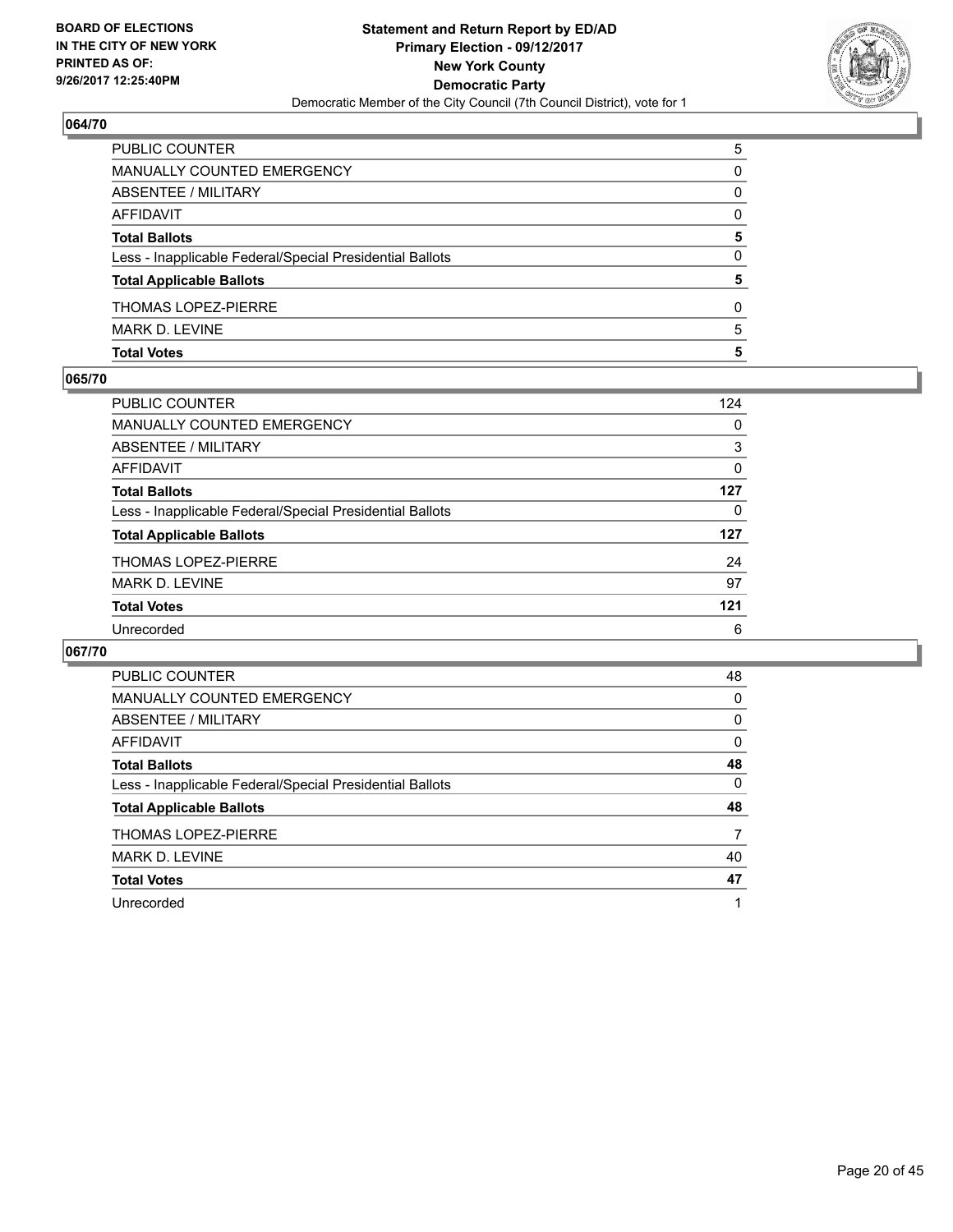BOARD OF ELECTIONS
IN THE CITY OF NEW YORK
PRINTED AS OF:
9/26/2017 12:25:40PM

**Statement and Return Report by ED/AD**
**Primary Election - 09/12/2017**
**New York County**
**Democratic Party**
Democratic Member of the City Council (7th Council District), vote for 1

### 064/70

| | |
|---|---|
| PUBLIC COUNTER | 5 |
| MANUALLY COUNTED EMERGENCY | 0 |
| ABSENTEE / MILITARY | 0 |
| AFFIDAVIT | 0 |
| **Total Ballots** | **5** |
| Less - Inapplicable Federal/Special Presidential Ballots | 0 |
| **Total Applicable Ballots** | **5** |
| THOMAS LOPEZ-PIERRE | 0 |
| MARK D. LEVINE | 5 |
| **Total Votes** | **5** |

### 065/70

| | |
|---|---|
| PUBLIC COUNTER | 124 |
| MANUALLY COUNTED EMERGENCY | 0 |
| ABSENTEE / MILITARY | 3 |
| AFFIDAVIT | 0 |
| **Total Ballots** | **127** |
| Less - Inapplicable Federal/Special Presidential Ballots | 0 |
| **Total Applicable Ballots** | **127** |
| THOMAS LOPEZ-PIERRE | 24 |
| MARK D. LEVINE | 97 |
| **Total Votes** | **121** |
| Unrecorded | 6 |

### 067/70

| | |
|---|---|
| PUBLIC COUNTER | 48 |
| MANUALLY COUNTED EMERGENCY | 0 |
| ABSENTEE / MILITARY | 0 |
| AFFIDAVIT | 0 |
| **Total Ballots** | **48** |
| Less - Inapplicable Federal/Special Presidential Ballots | 0 |
| **Total Applicable Ballots** | **48** |
| THOMAS LOPEZ-PIERRE | 7 |
| MARK D. LEVINE | 40 |
| **Total Votes** | **47** |
| Unrecorded | 1 |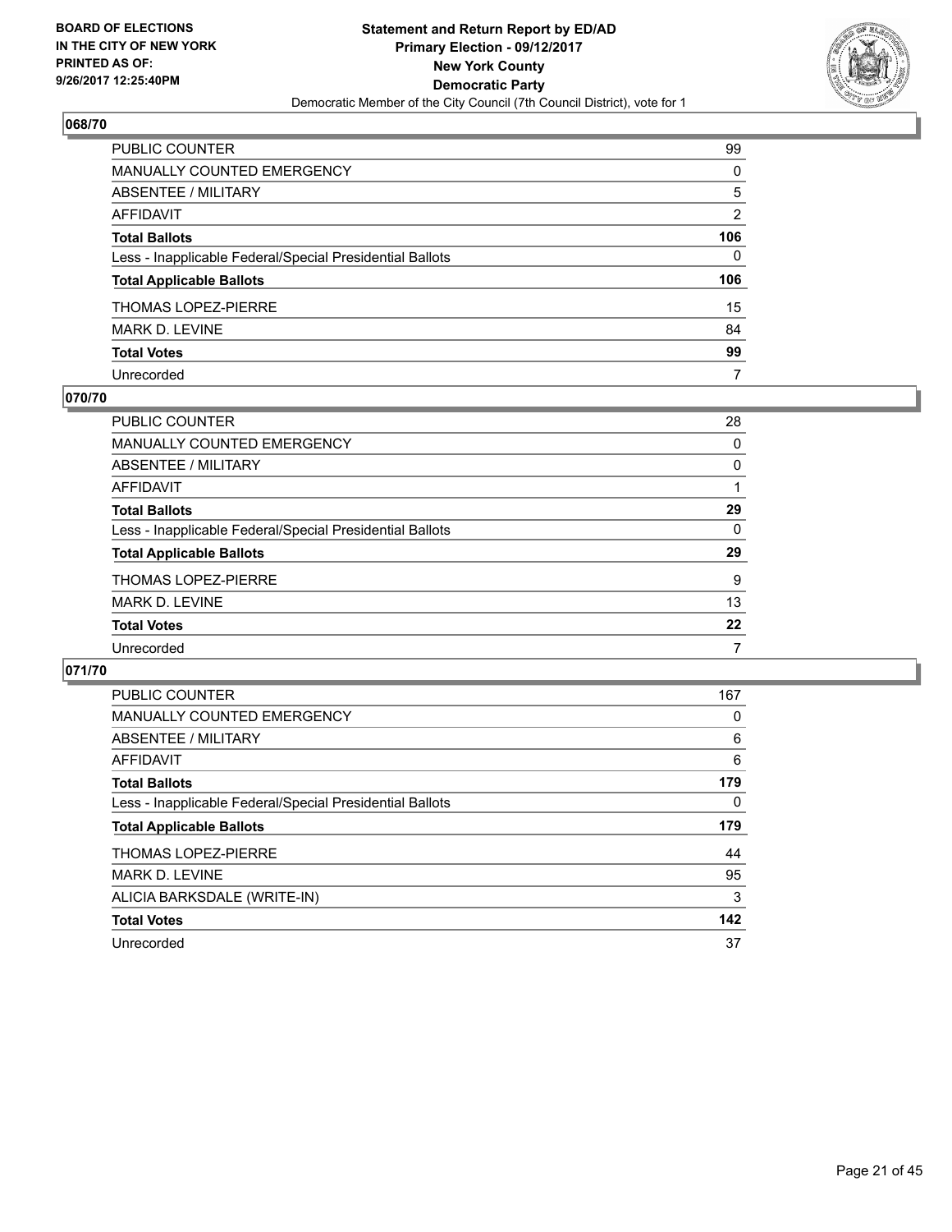BOARD OF ELECTIONS
IN THE CITY OF NEW YORK
PRINTED AS OF:
9/26/2017 12:25:40PM

**Statement and Return Report by ED/AD**
**Primary Election - 09/12/2017**
**New York County**
**Democratic Party**
Democratic Member of the City Council (7th Council District), vote for 1

### 068/70

| | |
|---|---|
| PUBLIC COUNTER | 99 |
| MANUALLY COUNTED EMERGENCY | 0 |
| ABSENTEE / MILITARY | 5 |
| AFFIDAVIT | 2 |
| **Total Ballots** | **106** |
| Less - Inapplicable Federal/Special Presidential Ballots | 0 |
| **Total Applicable Ballots** | **106** |
| THOMAS LOPEZ-PIERRE | 15 |
| MARK D. LEVINE | 84 |
| **Total Votes** | **99** |
| Unrecorded | 7 |

### 070/70

| | |
|---|---|
| PUBLIC COUNTER | 28 |
| MANUALLY COUNTED EMERGENCY | 0 |
| ABSENTEE / MILITARY | 0 |
| AFFIDAVIT | 1 |
| **Total Ballots** | **29** |
| Less - Inapplicable Federal/Special Presidential Ballots | 0 |
| **Total Applicable Ballots** | **29** |
| THOMAS LOPEZ-PIERRE | 9 |
| MARK D. LEVINE | 13 |
| **Total Votes** | **22** |
| Unrecorded | 7 |

### 071/70

| | |
|---|---|
| PUBLIC COUNTER | 167 |
| MANUALLY COUNTED EMERGENCY | 0 |
| ABSENTEE / MILITARY | 6 |
| AFFIDAVIT | 6 |
| **Total Ballots** | **179** |
| Less - Inapplicable Federal/Special Presidential Ballots | 0 |
| **Total Applicable Ballots** | **179** |
| THOMAS LOPEZ-PIERRE | 44 |
| MARK D. LEVINE | 95 |
| ALICIA BARKSDALE (WRITE-IN) | 3 |
| **Total Votes** | **142** |
| Unrecorded | 37 |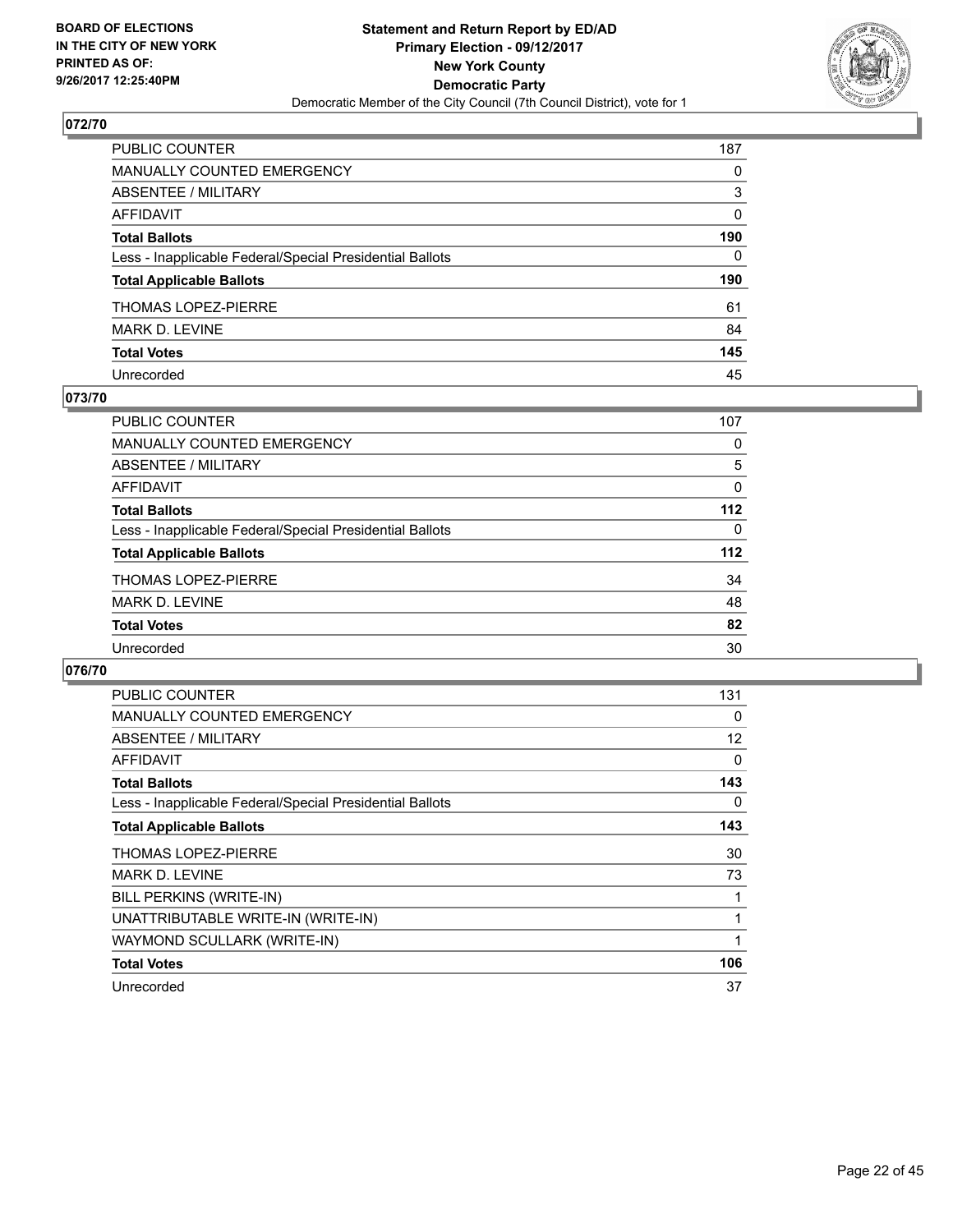BOARD OF ELECTIONS
IN THE CITY OF NEW YORK
PRINTED AS OF:
9/26/2017 12:25:40PM

**Statement and Return Report by ED/AD**
**Primary Election - 09/12/2017**
**New York County**
**Democratic Party**
Democratic Member of the City Council (7th Council District), vote for 1

## 072/70

| | |
|---|---|
| PUBLIC COUNTER | 187 |
| MANUALLY COUNTED EMERGENCY | 0 |
| ABSENTEE / MILITARY | 3 |
| AFFIDAVIT | 0 |
| **Total Ballots** | **190** |
| Less - Inapplicable Federal/Special Presidential Ballots | 0 |
| **Total Applicable Ballots** | **190** |
| THOMAS LOPEZ-PIERRE | 61 |
| MARK D. LEVINE | 84 |
| **Total Votes** | **145** |
| Unrecorded | 45 |

## 073/70

| | |
|---|---|
| PUBLIC COUNTER | 107 |
| MANUALLY COUNTED EMERGENCY | 0 |
| ABSENTEE / MILITARY | 5 |
| AFFIDAVIT | 0 |
| **Total Ballots** | **112** |
| Less - Inapplicable Federal/Special Presidential Ballots | 0 |
| **Total Applicable Ballots** | **112** |
| THOMAS LOPEZ-PIERRE | 34 |
| MARK D. LEVINE | 48 |
| **Total Votes** | **82** |
| Unrecorded | 30 |

## 076/70

| | |
|---|---|
| PUBLIC COUNTER | 131 |
| MANUALLY COUNTED EMERGENCY | 0 |
| ABSENTEE / MILITARY | 12 |
| AFFIDAVIT | 0 |
| **Total Ballots** | **143** |
| Less - Inapplicable Federal/Special Presidential Ballots | 0 |
| **Total Applicable Ballots** | **143** |
| THOMAS LOPEZ-PIERRE | 30 |
| MARK D. LEVINE | 73 |
| BILL PERKINS (WRITE-IN) | 1 |
| UNATTRIBUTABLE WRITE-IN (WRITE-IN) | 1 |
| WAYMOND SCULLARK (WRITE-IN) | 1 |
| **Total Votes** | **106** |
| Unrecorded | 37 |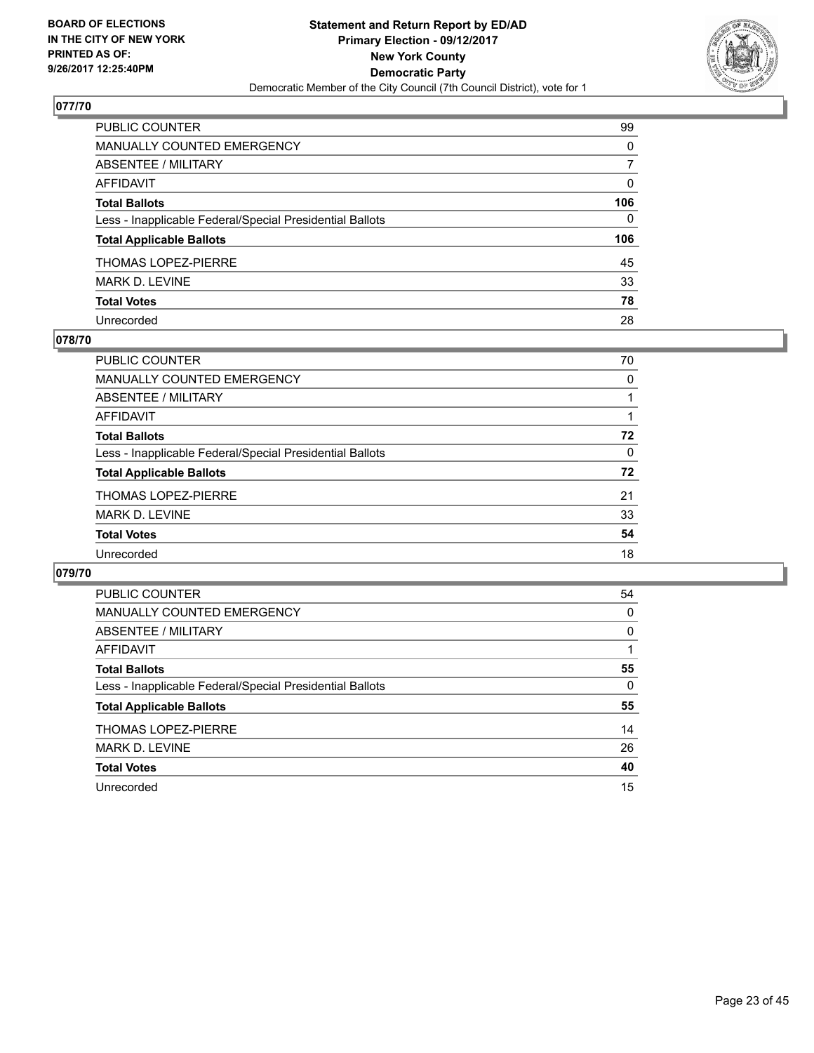BOARD OF ELECTIONS
IN THE CITY OF NEW YORK
PRINTED AS OF:
9/26/2017 12:25:40PM

**Statement and Return Report by ED/AD**
**Primary Election - 09/12/2017**
**New York County**
**Democratic Party**
Democratic Member of the City Council (7th Council District), vote for 1

## 077/70

| | |
|---|---|
| PUBLIC COUNTER | 99 |
| MANUALLY COUNTED EMERGENCY | 0 |
| ABSENTEE / MILITARY | 7 |
| AFFIDAVIT | 0 |
| **Total Ballots** | **106** |
| Less - Inapplicable Federal/Special Presidential Ballots | 0 |
| **Total Applicable Ballots** | **106** |
| THOMAS LOPEZ-PIERRE | 45 |
| MARK D. LEVINE | 33 |
| **Total Votes** | **78** |
| Unrecorded | 28 |

## 078/70

| | |
|---|---|
| PUBLIC COUNTER | 70 |
| MANUALLY COUNTED EMERGENCY | 0 |
| ABSENTEE / MILITARY | 1 |
| AFFIDAVIT | 1 |
| **Total Ballots** | **72** |
| Less - Inapplicable Federal/Special Presidential Ballots | 0 |
| **Total Applicable Ballots** | **72** |
| THOMAS LOPEZ-PIERRE | 21 |
| MARK D. LEVINE | 33 |
| **Total Votes** | **54** |
| Unrecorded | 18 |

## 079/70

| | |
|---|---|
| PUBLIC COUNTER | 54 |
| MANUALLY COUNTED EMERGENCY | 0 |
| ABSENTEE / MILITARY | 0 |
| AFFIDAVIT | 1 |
| **Total Ballots** | **55** |
| Less - Inapplicable Federal/Special Presidential Ballots | 0 |
| **Total Applicable Ballots** | **55** |
| THOMAS LOPEZ-PIERRE | 14 |
| MARK D. LEVINE | 26 |
| **Total Votes** | **40** |
| Unrecorded | 15 |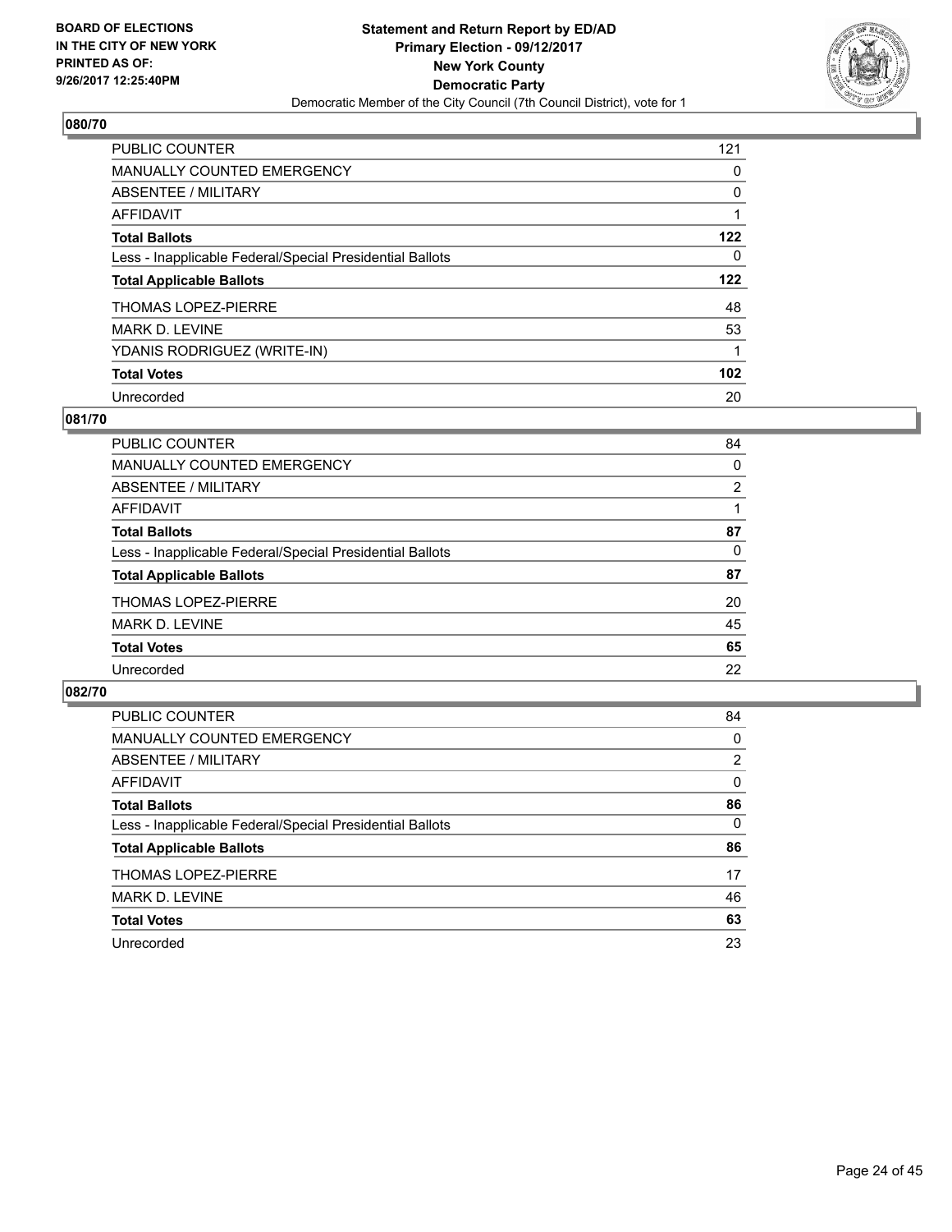BOARD OF ELECTIONS
IN THE CITY OF NEW YORK
PRINTED AS OF:
9/26/2017 12:25:40PM

**Statement and Return Report by ED/AD**
**Primary Election - 09/12/2017**
**New York County**
**Democratic Party**
Democratic Member of the City Council (7th Council District), vote for 1

## 080/70

| | |
|---|---|
| PUBLIC COUNTER | 121 |
| MANUALLY COUNTED EMERGENCY | 0 |
| ABSENTEE / MILITARY | 0 |
| AFFIDAVIT | 1 |
| **Total Ballots** | **122** |
| Less - Inapplicable Federal/Special Presidential Ballots | 0 |
| **Total Applicable Ballots** | **122** |
| THOMAS LOPEZ-PIERRE | 48 |
| MARK D. LEVINE | 53 |
| YDANIS RODRIGUEZ (WRITE-IN) | 1 |
| **Total Votes** | **102** |
| Unrecorded | 20 |

## 081/70

| | |
|---|---|
| PUBLIC COUNTER | 84 |
| MANUALLY COUNTED EMERGENCY | 0 |
| ABSENTEE / MILITARY | 2 |
| AFFIDAVIT | 1 |
| **Total Ballots** | **87** |
| Less - Inapplicable Federal/Special Presidential Ballots | 0 |
| **Total Applicable Ballots** | **87** |
| THOMAS LOPEZ-PIERRE | 20 |
| MARK D. LEVINE | 45 |
| **Total Votes** | **65** |
| Unrecorded | 22 |

## 082/70

| | |
|---|---|
| PUBLIC COUNTER | 84 |
| MANUALLY COUNTED EMERGENCY | 0 |
| ABSENTEE / MILITARY | 2 |
| AFFIDAVIT | 0 |
| **Total Ballots** | **86** |
| Less - Inapplicable Federal/Special Presidential Ballots | 0 |
| **Total Applicable Ballots** | **86** |
| THOMAS LOPEZ-PIERRE | 17 |
| MARK D. LEVINE | 46 |
| **Total Votes** | **63** |
| Unrecorded | 23 |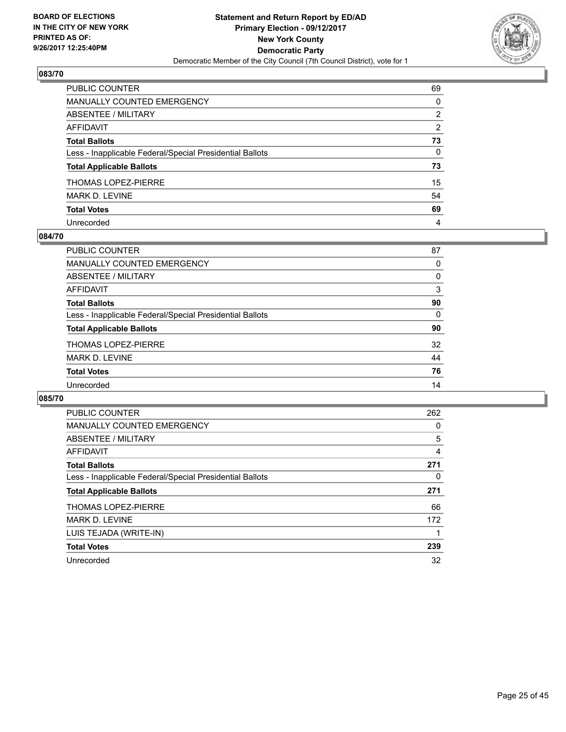BOARD OF ELECTIONS
IN THE CITY OF NEW YORK
PRINTED AS OF:
9/26/2017 12:25:40PM

**Statement and Return Report by ED/AD**
**Primary Election - 09/12/2017**
**New York County**
**Democratic Party**
Democratic Member of the City Council (7th Council District), vote for 1

## 083/70

| | |
|---|---|
| PUBLIC COUNTER | 69 |
| MANUALLY COUNTED EMERGENCY | 0 |
| ABSENTEE / MILITARY | 2 |
| AFFIDAVIT | 2 |
| **Total Ballots** | **73** |
| Less - Inapplicable Federal/Special Presidential Ballots | 0 |
| **Total Applicable Ballots** | **73** |
| THOMAS LOPEZ-PIERRE | 15 |
| MARK D. LEVINE | 54 |
| **Total Votes** | **69** |
| Unrecorded | 4 |

## 084/70

| | |
|---|---|
| PUBLIC COUNTER | 87 |
| MANUALLY COUNTED EMERGENCY | 0 |
| ABSENTEE / MILITARY | 0 |
| AFFIDAVIT | 3 |
| **Total Ballots** | **90** |
| Less - Inapplicable Federal/Special Presidential Ballots | 0 |
| **Total Applicable Ballots** | **90** |
| THOMAS LOPEZ-PIERRE | 32 |
| MARK D. LEVINE | 44 |
| **Total Votes** | **76** |
| Unrecorded | 14 |

## 085/70

| | |
|---|---|
| PUBLIC COUNTER | 262 |
| MANUALLY COUNTED EMERGENCY | 0 |
| ABSENTEE / MILITARY | 5 |
| AFFIDAVIT | 4 |
| **Total Ballots** | **271** |
| Less - Inapplicable Federal/Special Presidential Ballots | 0 |
| **Total Applicable Ballots** | **271** |
| THOMAS LOPEZ-PIERRE | 66 |
| MARK D. LEVINE | 172 |
| LUIS TEJADA (WRITE-IN) | 1 |
| **Total Votes** | **239** |
| Unrecorded | 32 |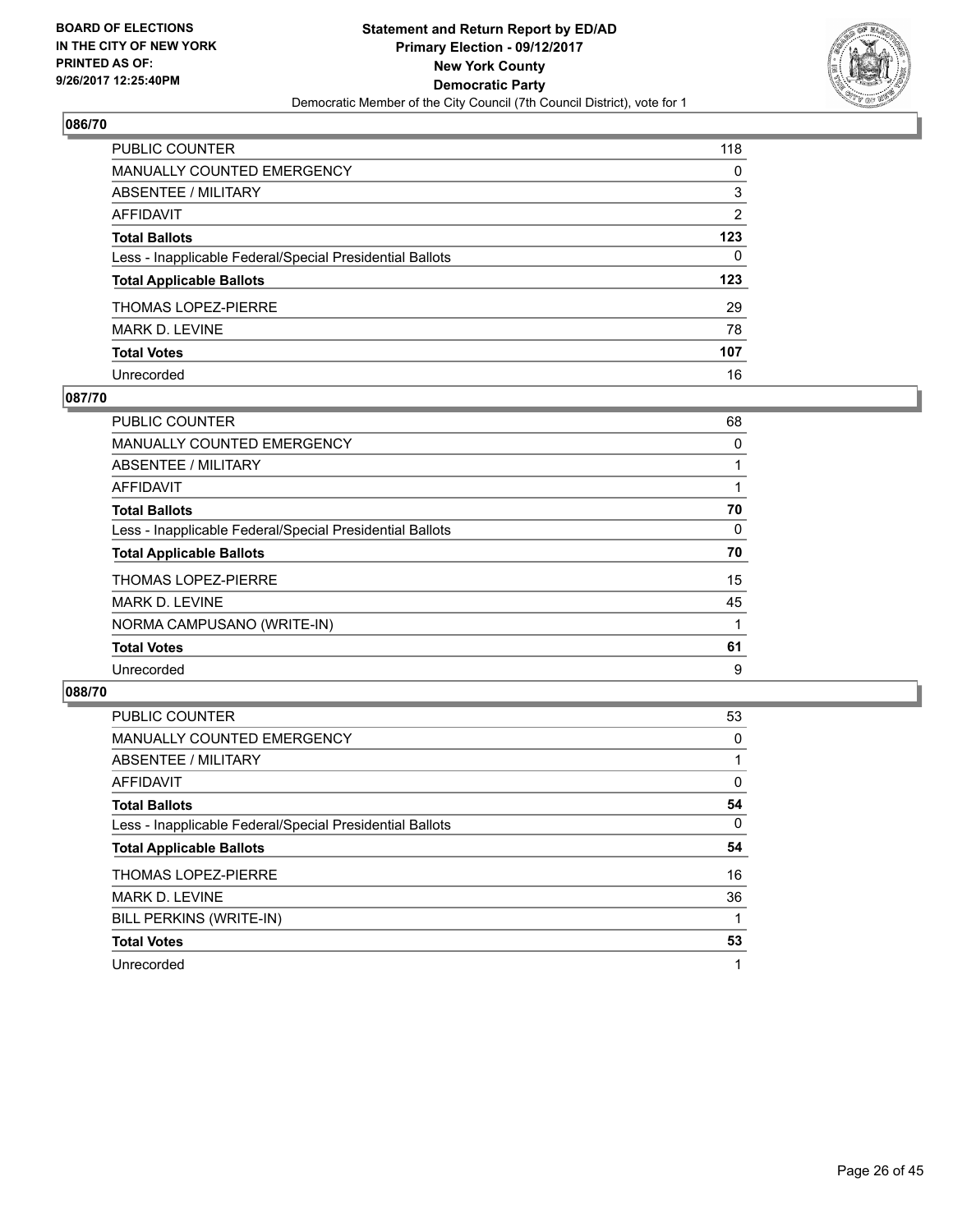BOARD OF ELECTIONS
IN THE CITY OF NEW YORK
PRINTED AS OF:
9/26/2017 12:25:40PM

**Statement and Return Report by ED/AD**
**Primary Election - 09/12/2017**
**New York County**
**Democratic Party**
Democratic Member of the City Council (7th Council District), vote for 1

## 086/70

| | |
|---|---|
| PUBLIC COUNTER | 118 |
| MANUALLY COUNTED EMERGENCY | 0 |
| ABSENTEE / MILITARY | 3 |
| AFFIDAVIT | 2 |
| **Total Ballots** | **123** |
| Less - Inapplicable Federal/Special Presidential Ballots | 0 |
| **Total Applicable Ballots** | **123** |
| THOMAS LOPEZ-PIERRE | 29 |
| MARK D. LEVINE | 78 |
| **Total Votes** | **107** |
| Unrecorded | 16 |

## 087/70

| | |
|---|---|
| PUBLIC COUNTER | 68 |
| MANUALLY COUNTED EMERGENCY | 0 |
| ABSENTEE / MILITARY | 1 |
| AFFIDAVIT | 1 |
| **Total Ballots** | **70** |
| Less - Inapplicable Federal/Special Presidential Ballots | 0 |
| **Total Applicable Ballots** | **70** |
| THOMAS LOPEZ-PIERRE | 15 |
| MARK D. LEVINE | 45 |
| NORMA CAMPUSANO (WRITE-IN) | 1 |
| **Total Votes** | **61** |
| Unrecorded | 9 |

## 088/70

| | |
|---|---|
| PUBLIC COUNTER | 53 |
| MANUALLY COUNTED EMERGENCY | 0 |
| ABSENTEE / MILITARY | 1 |
| AFFIDAVIT | 0 |
| **Total Ballots** | **54** |
| Less - Inapplicable Federal/Special Presidential Ballots | 0 |
| **Total Applicable Ballots** | **54** |
| THOMAS LOPEZ-PIERRE | 16 |
| MARK D. LEVINE | 36 |
| BILL PERKINS (WRITE-IN) | 1 |
| **Total Votes** | **53** |
| Unrecorded | 1 |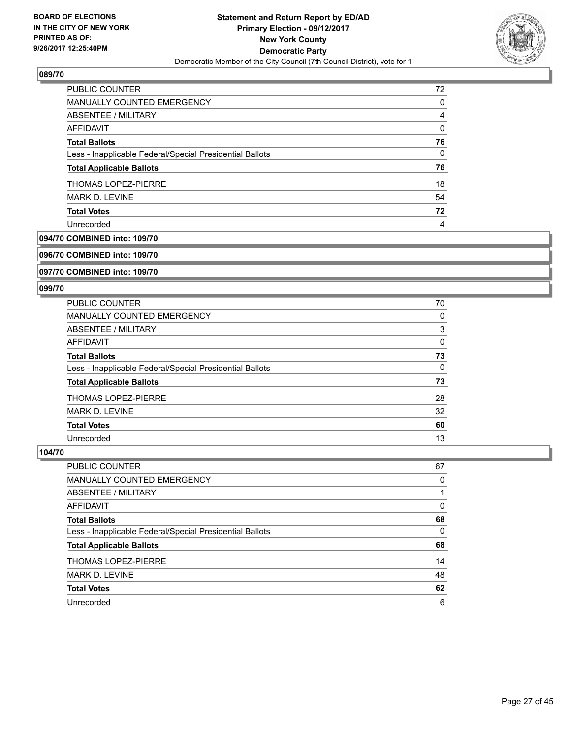**089/70**

| | |
|---|---|
| PUBLIC COUNTER | 72 |
| MANUALLY COUNTED EMERGENCY | 0 |
| ABSENTEE / MILITARY | 4 |
| AFFIDAVIT | 0 |
| **Total Ballots** | **76** |
| Less - Inapplicable Federal/Special Presidential Ballots | 0 |
| **Total Applicable Ballots** | **76** |
| THOMAS LOPEZ-PIERRE | 18 |
| MARK D. LEVINE | 54 |
| **Total Votes** | **72** |
| Unrecorded | 4 |

**094/70 COMBINED into: 109/70**

**096/70 COMBINED into: 109/70**

**097/70 COMBINED into: 109/70**

**099/70**

| | |
|---|---|
| PUBLIC COUNTER | 70 |
| MANUALLY COUNTED EMERGENCY | 0 |
| ABSENTEE / MILITARY | 3 |
| AFFIDAVIT | 0 |
| **Total Ballots** | **73** |
| Less - Inapplicable Federal/Special Presidential Ballots | 0 |
| **Total Applicable Ballots** | **73** |
| THOMAS LOPEZ-PIERRE | 28 |
| MARK D. LEVINE | 32 |
| **Total Votes** | **60** |
| Unrecorded | 13 |

**104/70**

| | |
|---|---|
| PUBLIC COUNTER | 67 |
| MANUALLY COUNTED EMERGENCY | 0 |
| ABSENTEE / MILITARY | 1 |
| AFFIDAVIT | 0 |
| **Total Ballots** | **68** |
| Less - Inapplicable Federal/Special Presidential Ballots | 0 |
| **Total Applicable Ballots** | **68** |
| THOMAS LOPEZ-PIERRE | 14 |
| MARK D. LEVINE | 48 |
| **Total Votes** | **62** |
| Unrecorded | 6 |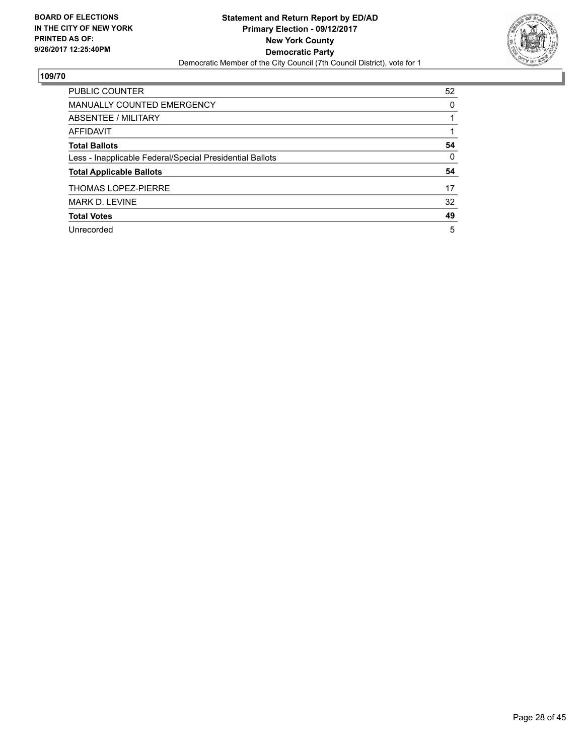**BOARD OF ELECTIONS IN THE CITY OF NEW YORK PRINTED AS OF: 9/26/2017 12:25:40PM**

**Statement and Return Report by ED/AD**
**Primary Election - 09/12/2017**
**New York County**
**Democratic Party**
Democratic Member of the City Council (7th Council District), vote for 1

## 109/70

| | |
|---|---|
| PUBLIC COUNTER | 52 |
| MANUALLY COUNTED EMERGENCY | 0 |
| ABSENTEE / MILITARY | 1 |
| AFFIDAVIT | 1 |
| **Total Ballots** | **54** |
| Less - Inapplicable Federal/Special Presidential Ballots | 0 |
| **Total Applicable Ballots** | **54** |
| THOMAS LOPEZ-PIERRE | 17 |
| MARK D. LEVINE | 32 |
| **Total Votes** | **49** |
| Unrecorded | 5 |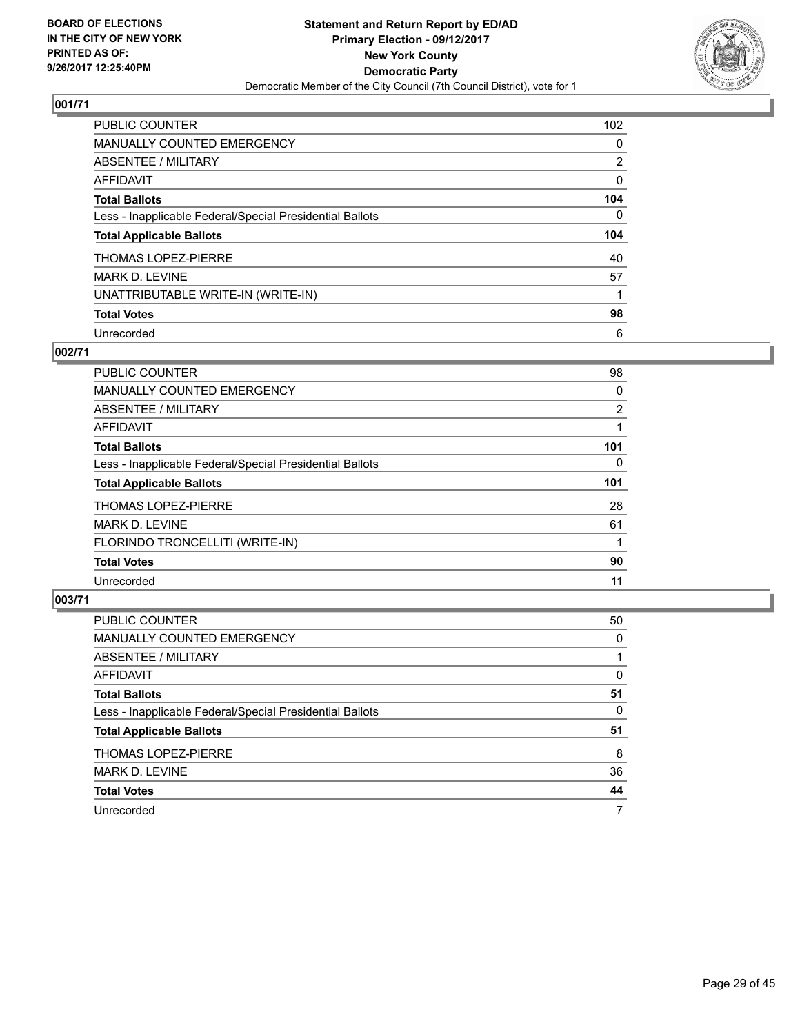**BOARD OF ELECTIONS IN THE CITY OF NEW YORK PRINTED AS OF: 9/26/2017 12:25:40PM**

**Statement and Return Report by ED/AD**
**Primary Election - 09/12/2017**
**New York County**
**Democratic Party**
Democratic Member of the City Council (7th Council District), vote for 1

### 001/71

| | |
|---|---|
| PUBLIC COUNTER | 102 |
| MANUALLY COUNTED EMERGENCY | 0 |
| ABSENTEE / MILITARY | 2 |
| AFFIDAVIT | 0 |
| **Total Ballots** | **104** |
| Less - Inapplicable Federal/Special Presidential Ballots | 0 |
| **Total Applicable Ballots** | **104** |
| THOMAS LOPEZ-PIERRE | 40 |
| MARK D. LEVINE | 57 |
| UNATTRIBUTABLE WRITE-IN (WRITE-IN) | 1 |
| **Total Votes** | **98** |
| Unrecorded | 6 |

### 002/71

| | |
|---|---|
| PUBLIC COUNTER | 98 |
| MANUALLY COUNTED EMERGENCY | 0 |
| ABSENTEE / MILITARY | 2 |
| AFFIDAVIT | 1 |
| **Total Ballots** | **101** |
| Less - Inapplicable Federal/Special Presidential Ballots | 0 |
| **Total Applicable Ballots** | **101** |
| THOMAS LOPEZ-PIERRE | 28 |
| MARK D. LEVINE | 61 |
| FLORINDO TRONCELLITI (WRITE-IN) | 1 |
| **Total Votes** | **90** |
| Unrecorded | 11 |

### 003/71

| | |
|---|---|
| PUBLIC COUNTER | 50 |
| MANUALLY COUNTED EMERGENCY | 0 |
| ABSENTEE / MILITARY | 1 |
| AFFIDAVIT | 0 |
| **Total Ballots** | **51** |
| Less - Inapplicable Federal/Special Presidential Ballots | 0 |
| **Total Applicable Ballots** | **51** |
| THOMAS LOPEZ-PIERRE | 8 |
| MARK D. LEVINE | 36 |
| **Total Votes** | **44** |
| Unrecorded | 7 |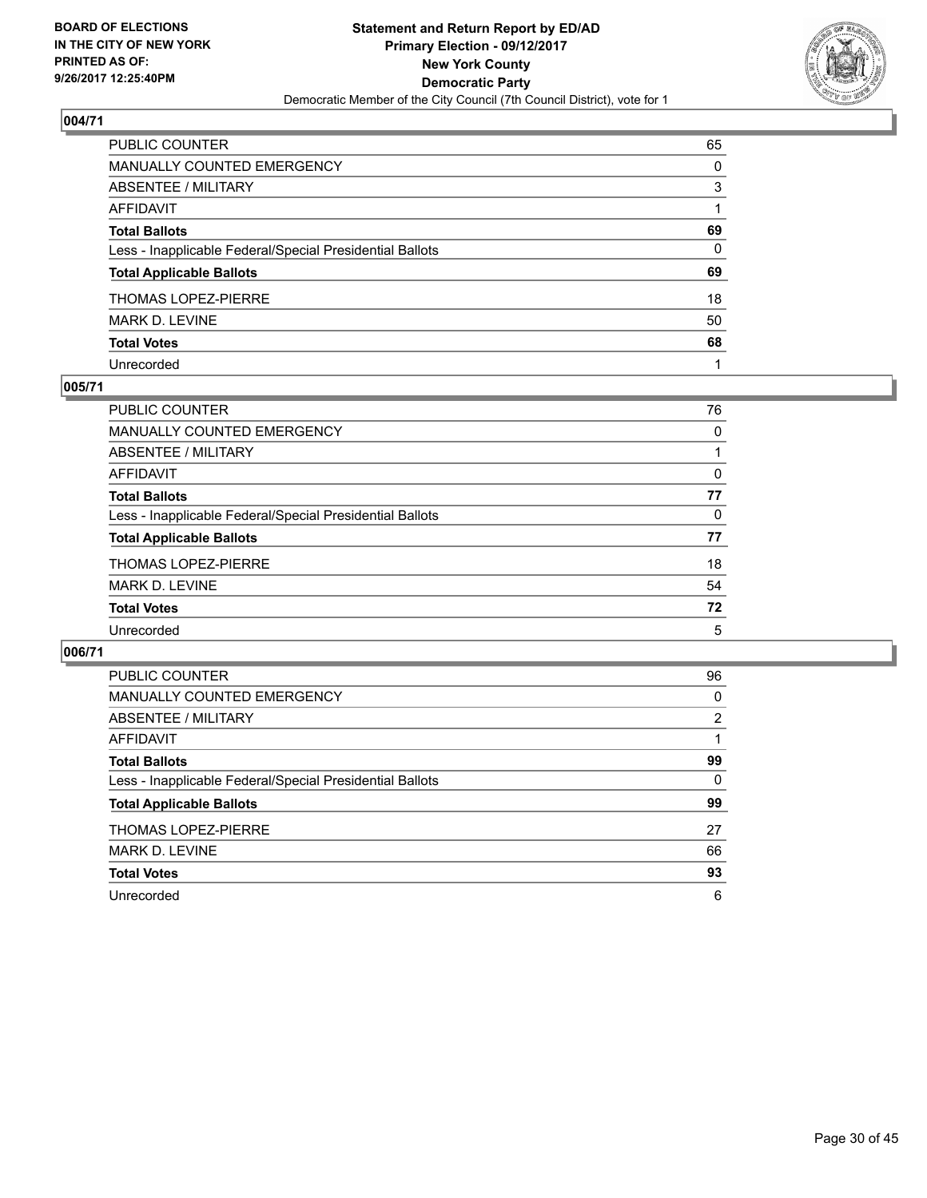BOARD OF ELECTIONS
IN THE CITY OF NEW YORK
PRINTED AS OF:
9/26/2017 12:25:40PM

**Statement and Return Report by ED/AD**
**Primary Election - 09/12/2017**
**New York County**
**Democratic Party**
Democratic Member of the City Council (7th Council District), vote for 1

### 004/71

| | |
|---|---|
| PUBLIC COUNTER | 65 |
| MANUALLY COUNTED EMERGENCY | 0 |
| ABSENTEE / MILITARY | 3 |
| AFFIDAVIT | 1 |
| **Total Ballots** | **69** |
| Less - Inapplicable Federal/Special Presidential Ballots | 0 |
| **Total Applicable Ballots** | **69** |
| THOMAS LOPEZ-PIERRE | 18 |
| MARK D. LEVINE | 50 |
| **Total Votes** | **68** |
| Unrecorded | 1 |

### 005/71

| | |
|---|---|
| PUBLIC COUNTER | 76 |
| MANUALLY COUNTED EMERGENCY | 0 |
| ABSENTEE / MILITARY | 1 |
| AFFIDAVIT | 0 |
| **Total Ballots** | **77** |
| Less - Inapplicable Federal/Special Presidential Ballots | 0 |
| **Total Applicable Ballots** | **77** |
| THOMAS LOPEZ-PIERRE | 18 |
| MARK D. LEVINE | 54 |
| **Total Votes** | **72** |
| Unrecorded | 5 |

### 006/71

| | |
|---|---|
| PUBLIC COUNTER | 96 |
| MANUALLY COUNTED EMERGENCY | 0 |
| ABSENTEE / MILITARY | 2 |
| AFFIDAVIT | 1 |
| **Total Ballots** | **99** |
| Less - Inapplicable Federal/Special Presidential Ballots | 0 |
| **Total Applicable Ballots** | **99** |
| THOMAS LOPEZ-PIERRE | 27 |
| MARK D. LEVINE | 66 |
| **Total Votes** | **93** |
| Unrecorded | 6 |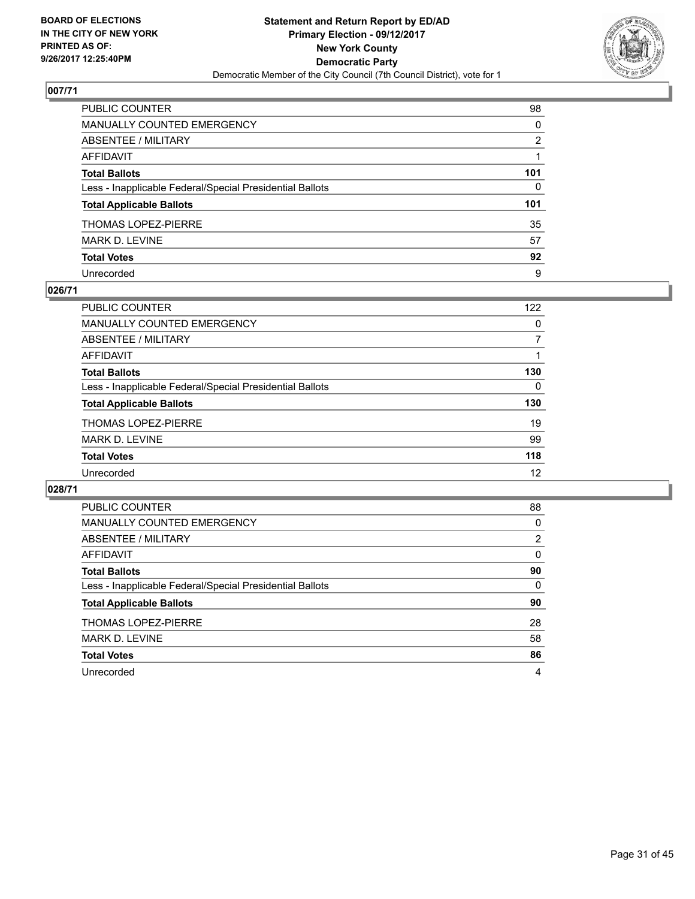**BOARD OF ELECTIONS IN THE CITY OF NEW YORK PRINTED AS OF: 9/26/2017 12:25:40PM**

**Statement and Return Report by ED/AD**
**Primary Election - 09/12/2017**
**New York County**
**Democratic Party**
Democratic Member of the City Council (7th Council District), vote for 1

## 007/71

| | |
|---|---|
| PUBLIC COUNTER | 98 |
| MANUALLY COUNTED EMERGENCY | 0 |
| ABSENTEE / MILITARY | 2 |
| AFFIDAVIT | 1 |
| **Total Ballots** | **101** |
| Less - Inapplicable Federal/Special Presidential Ballots | 0 |
| **Total Applicable Ballots** | **101** |
| THOMAS LOPEZ-PIERRE | 35 |
| MARK D. LEVINE | 57 |
| **Total Votes** | **92** |
| Unrecorded | 9 |

## 026/71

| | |
|---|---|
| PUBLIC COUNTER | 122 |
| MANUALLY COUNTED EMERGENCY | 0 |
| ABSENTEE / MILITARY | 7 |
| AFFIDAVIT | 1 |
| **Total Ballots** | **130** |
| Less - Inapplicable Federal/Special Presidential Ballots | 0 |
| **Total Applicable Ballots** | **130** |
| THOMAS LOPEZ-PIERRE | 19 |
| MARK D. LEVINE | 99 |
| **Total Votes** | **118** |
| Unrecorded | 12 |

## 028/71

| | |
|---|---|
| PUBLIC COUNTER | 88 |
| MANUALLY COUNTED EMERGENCY | 0 |
| ABSENTEE / MILITARY | 2 |
| AFFIDAVIT | 0 |
| **Total Ballots** | **90** |
| Less - Inapplicable Federal/Special Presidential Ballots | 0 |
| **Total Applicable Ballots** | **90** |
| THOMAS LOPEZ-PIERRE | 28 |
| MARK D. LEVINE | 58 |
| **Total Votes** | **86** |
| Unrecorded | 4 |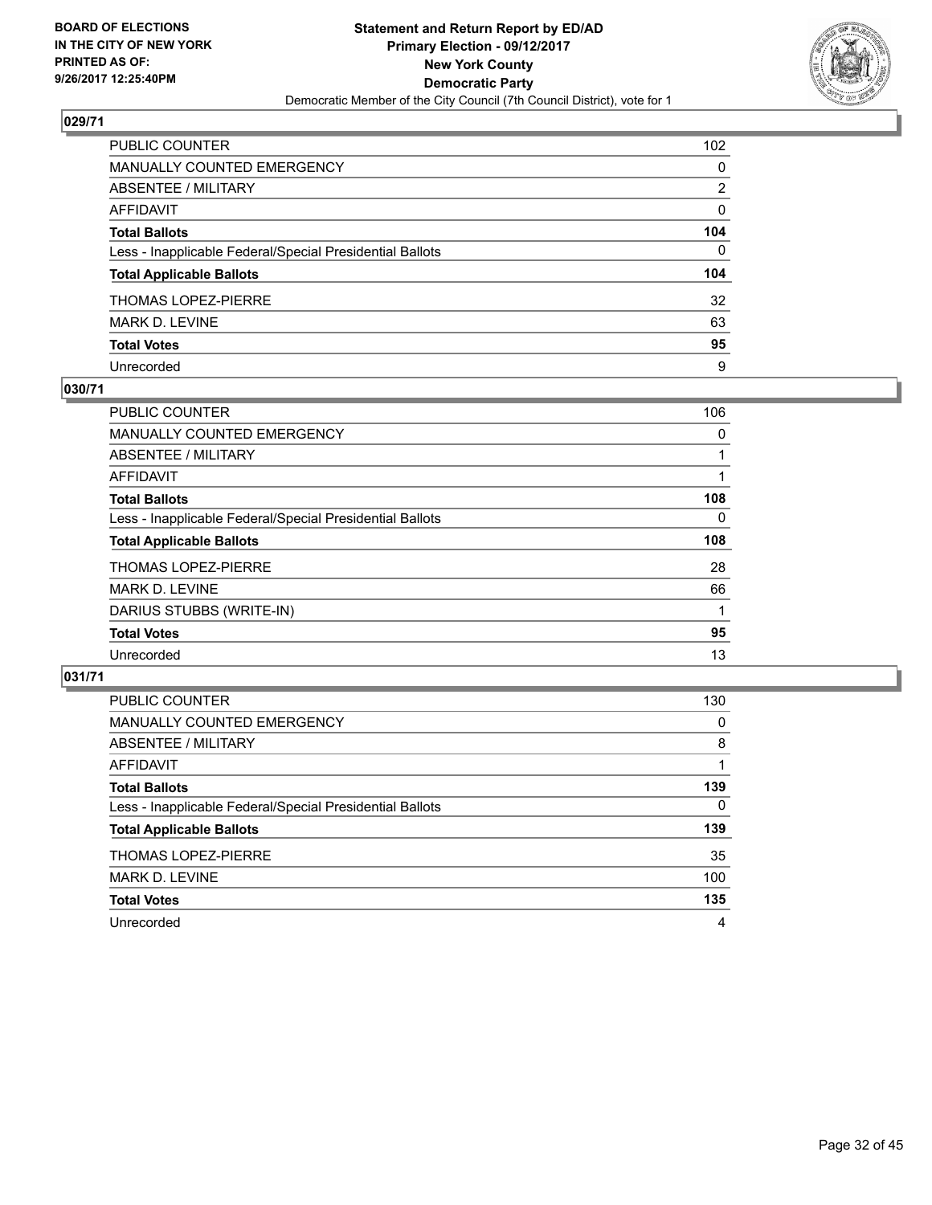BOARD OF ELECTIONS
IN THE CITY OF NEW YORK
PRINTED AS OF:
9/26/2017 12:25:40PM

**Statement and Return Report by ED/AD**
**Primary Election - 09/12/2017**
**New York County**
**Democratic Party**
Democratic Member of the City Council (7th Council District), vote for 1

## 029/71

| | |
|---|---|
| PUBLIC COUNTER | 102 |
| MANUALLY COUNTED EMERGENCY | 0 |
| ABSENTEE / MILITARY | 2 |
| AFFIDAVIT | 0 |
| **Total Ballots** | **104** |
| Less - Inapplicable Federal/Special Presidential Ballots | 0 |
| **Total Applicable Ballots** | **104** |
| THOMAS LOPEZ-PIERRE | 32 |
| MARK D. LEVINE | 63 |
| **Total Votes** | **95** |
| Unrecorded | 9 |

## 030/71

| | |
|---|---|
| PUBLIC COUNTER | 106 |
| MANUALLY COUNTED EMERGENCY | 0 |
| ABSENTEE / MILITARY | 1 |
| AFFIDAVIT | 1 |
| **Total Ballots** | **108** |
| Less - Inapplicable Federal/Special Presidential Ballots | 0 |
| **Total Applicable Ballots** | **108** |
| THOMAS LOPEZ-PIERRE | 28 |
| MARK D. LEVINE | 66 |
| DARIUS STUBBS (WRITE-IN) | 1 |
| **Total Votes** | **95** |
| Unrecorded | 13 |

## 031/71

| | |
|---|---|
| PUBLIC COUNTER | 130 |
| MANUALLY COUNTED EMERGENCY | 0 |
| ABSENTEE / MILITARY | 8 |
| AFFIDAVIT | 1 |
| **Total Ballots** | **139** |
| Less - Inapplicable Federal/Special Presidential Ballots | 0 |
| **Total Applicable Ballots** | **139** |
| THOMAS LOPEZ-PIERRE | 35 |
| MARK D. LEVINE | 100 |
| **Total Votes** | **135** |
| Unrecorded | 4 |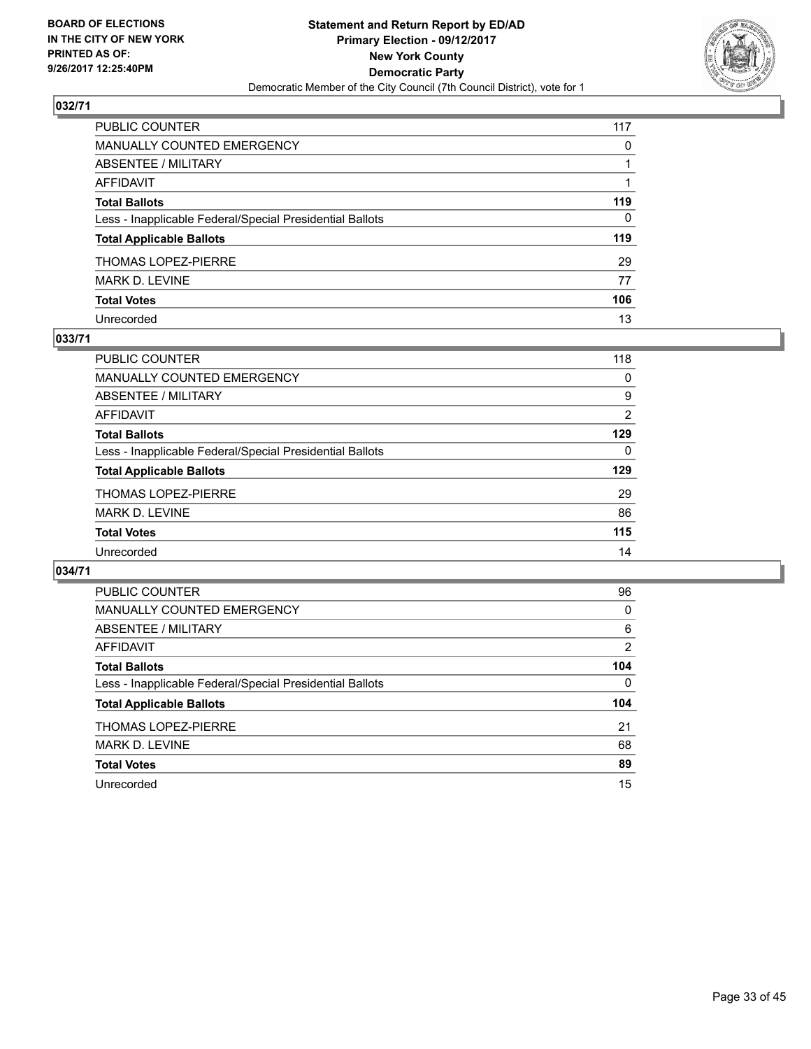**BOARD OF ELECTIONS**
**IN THE CITY OF NEW YORK**
**PRINTED AS OF:**
**9/26/2017 12:25:40PM**

**Statement and Return Report by ED/AD**
**Primary Election - 09/12/2017**
**New York County**
**Democratic Party**
Democratic Member of the City Council (7th Council District), vote for 1

### 032/71

| | |
|---|---|
| PUBLIC COUNTER | 117 |
| MANUALLY COUNTED EMERGENCY | 0 |
| ABSENTEE / MILITARY | 1 |
| AFFIDAVIT | 1 |
| **Total Ballots** | **119** |
| Less - Inapplicable Federal/Special Presidential Ballots | 0 |
| **Total Applicable Ballots** | **119** |
| THOMAS LOPEZ-PIERRE | 29 |
| MARK D. LEVINE | 77 |
| **Total Votes** | **106** |
| Unrecorded | 13 |

### 033/71

| | |
|---|---|
| PUBLIC COUNTER | 118 |
| MANUALLY COUNTED EMERGENCY | 0 |
| ABSENTEE / MILITARY | 9 |
| AFFIDAVIT | 2 |
| **Total Ballots** | **129** |
| Less - Inapplicable Federal/Special Presidential Ballots | 0 |
| **Total Applicable Ballots** | **129** |
| THOMAS LOPEZ-PIERRE | 29 |
| MARK D. LEVINE | 86 |
| **Total Votes** | **115** |
| Unrecorded | 14 |

### 034/71

| | |
|---|---|
| PUBLIC COUNTER | 96 |
| MANUALLY COUNTED EMERGENCY | 0 |
| ABSENTEE / MILITARY | 6 |
| AFFIDAVIT | 2 |
| **Total Ballots** | **104** |
| Less - Inapplicable Federal/Special Presidential Ballots | 0 |
| **Total Applicable Ballots** | **104** |
| THOMAS LOPEZ-PIERRE | 21 |
| MARK D. LEVINE | 68 |
| **Total Votes** | **89** |
| Unrecorded | 15 |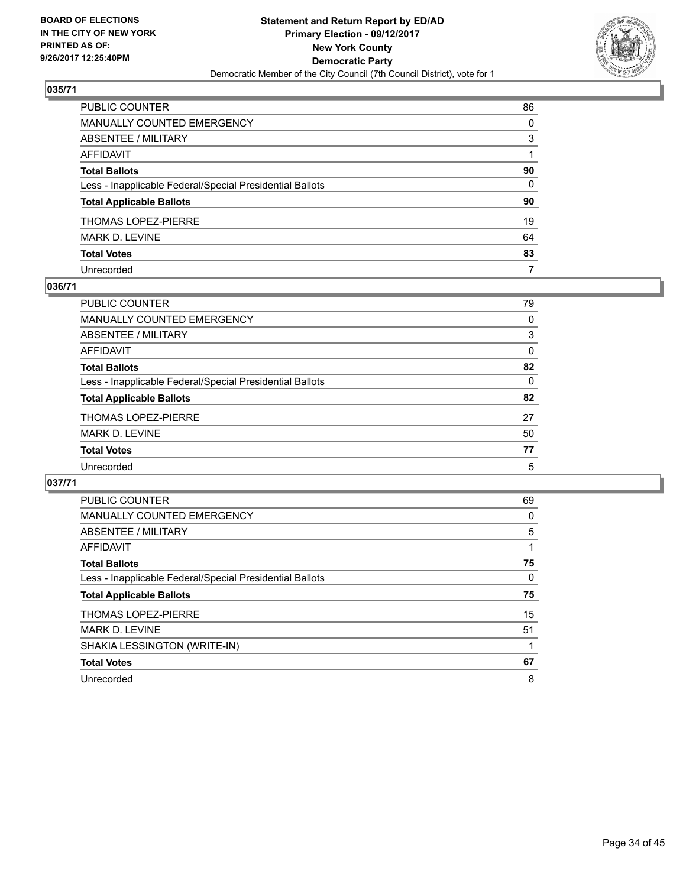**BOARD OF ELECTIONS IN THE CITY OF NEW YORK PRINTED AS OF: 9/26/2017 12:25:40PM**

**Statement and Return Report by ED/AD**
**Primary Election - 09/12/2017**
**New York County**
**Democratic Party**
Democratic Member of the City Council (7th Council District), vote for 1

### 035/71

| | |
|---|---|
| PUBLIC COUNTER | 86 |
| MANUALLY COUNTED EMERGENCY | 0 |
| ABSENTEE / MILITARY | 3 |
| AFFIDAVIT | 1 |
| **Total Ballots** | **90** |
| Less - Inapplicable Federal/Special Presidential Ballots | 0 |
| **Total Applicable Ballots** | **90** |
| THOMAS LOPEZ-PIERRE | 19 |
| MARK D. LEVINE | 64 |
| **Total Votes** | **83** |
| Unrecorded | 7 |

### 036/71

| | |
|---|---|
| PUBLIC COUNTER | 79 |
| MANUALLY COUNTED EMERGENCY | 0 |
| ABSENTEE / MILITARY | 3 |
| AFFIDAVIT | 0 |
| **Total Ballots** | **82** |
| Less - Inapplicable Federal/Special Presidential Ballots | 0 |
| **Total Applicable Ballots** | **82** |
| THOMAS LOPEZ-PIERRE | 27 |
| MARK D. LEVINE | 50 |
| **Total Votes** | **77** |
| Unrecorded | 5 |

### 037/71

| | |
|---|---|
| PUBLIC COUNTER | 69 |
| MANUALLY COUNTED EMERGENCY | 0 |
| ABSENTEE / MILITARY | 5 |
| AFFIDAVIT | 1 |
| **Total Ballots** | **75** |
| Less - Inapplicable Federal/Special Presidential Ballots | 0 |
| **Total Applicable Ballots** | **75** |
| THOMAS LOPEZ-PIERRE | 15 |
| MARK D. LEVINE | 51 |
| SHAKIA LESSINGTON (WRITE-IN) | 1 |
| **Total Votes** | **67** |
| Unrecorded | 8 |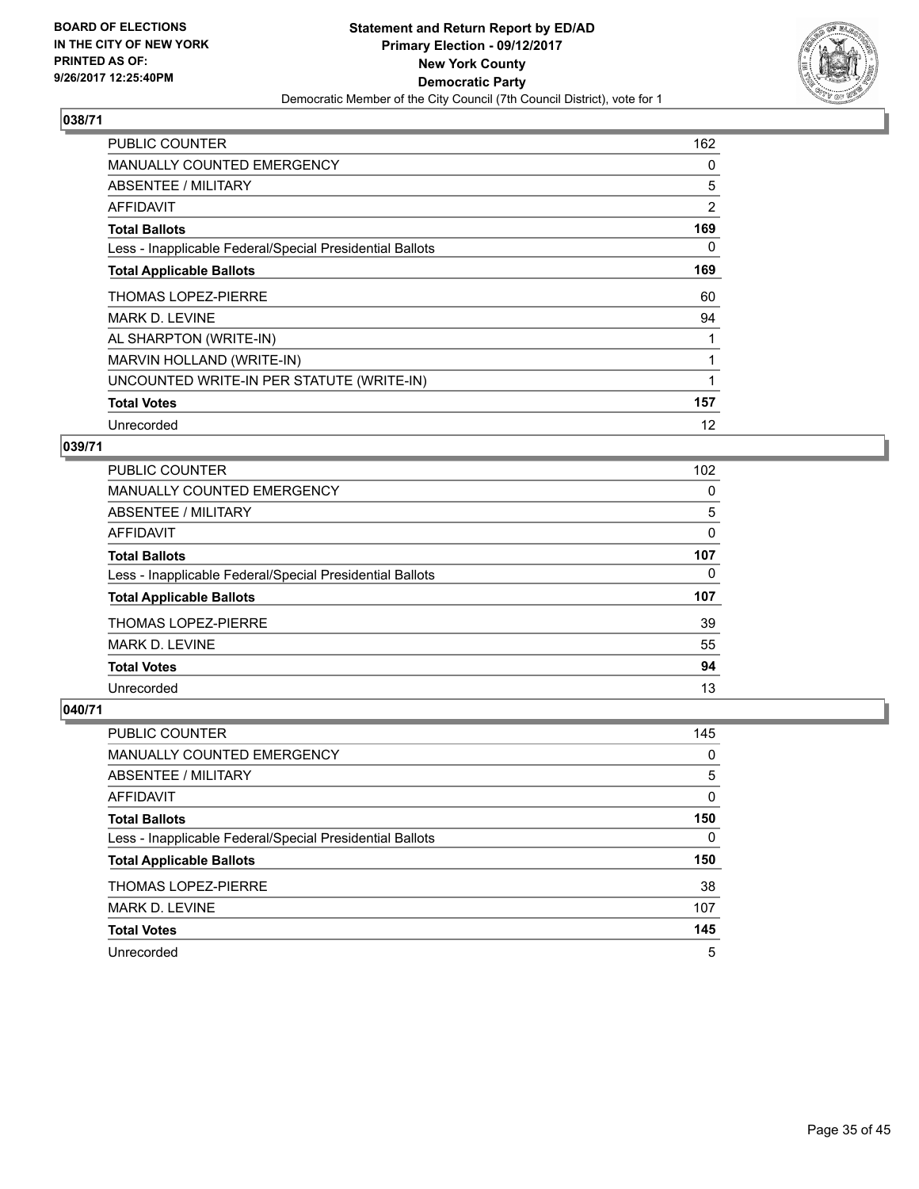BOARD OF ELECTIONS
IN THE CITY OF NEW YORK
PRINTED AS OF:
9/26/2017 12:25:40PM

**Statement and Return Report by ED/AD**
**Primary Election - 09/12/2017**
**New York County**
**Democratic Party**
Democratic Member of the City Council (7th Council District), vote for 1

### 038/71

| | |
|---|---|
| PUBLIC COUNTER | 162 |
| MANUALLY COUNTED EMERGENCY | 0 |
| ABSENTEE / MILITARY | 5 |
| AFFIDAVIT | 2 |
| **Total Ballots** | **169** |
| Less - Inapplicable Federal/Special Presidential Ballots | 0 |
| **Total Applicable Ballots** | **169** |
| THOMAS LOPEZ-PIERRE | 60 |
| MARK D. LEVINE | 94 |
| AL SHARPTON (WRITE-IN) | 1 |
| MARVIN HOLLAND (WRITE-IN) | 1 |
| UNCOUNTED WRITE-IN PER STATUTE (WRITE-IN) | 1 |
| **Total Votes** | **157** |
| Unrecorded | 12 |

### 039/71

| | |
|---|---|
| PUBLIC COUNTER | 102 |
| MANUALLY COUNTED EMERGENCY | 0 |
| ABSENTEE / MILITARY | 5 |
| AFFIDAVIT | 0 |
| **Total Ballots** | **107** |
| Less - Inapplicable Federal/Special Presidential Ballots | 0 |
| **Total Applicable Ballots** | **107** |
| THOMAS LOPEZ-PIERRE | 39 |
| MARK D. LEVINE | 55 |
| **Total Votes** | **94** |
| Unrecorded | 13 |

### 040/71

| | |
|---|---|
| PUBLIC COUNTER | 145 |
| MANUALLY COUNTED EMERGENCY | 0 |
| ABSENTEE / MILITARY | 5 |
| AFFIDAVIT | 0 |
| **Total Ballots** | **150** |
| Less - Inapplicable Federal/Special Presidential Ballots | 0 |
| **Total Applicable Ballots** | **150** |
| THOMAS LOPEZ-PIERRE | 38 |
| MARK D. LEVINE | 107 |
| **Total Votes** | **145** |
| Unrecorded | 5 |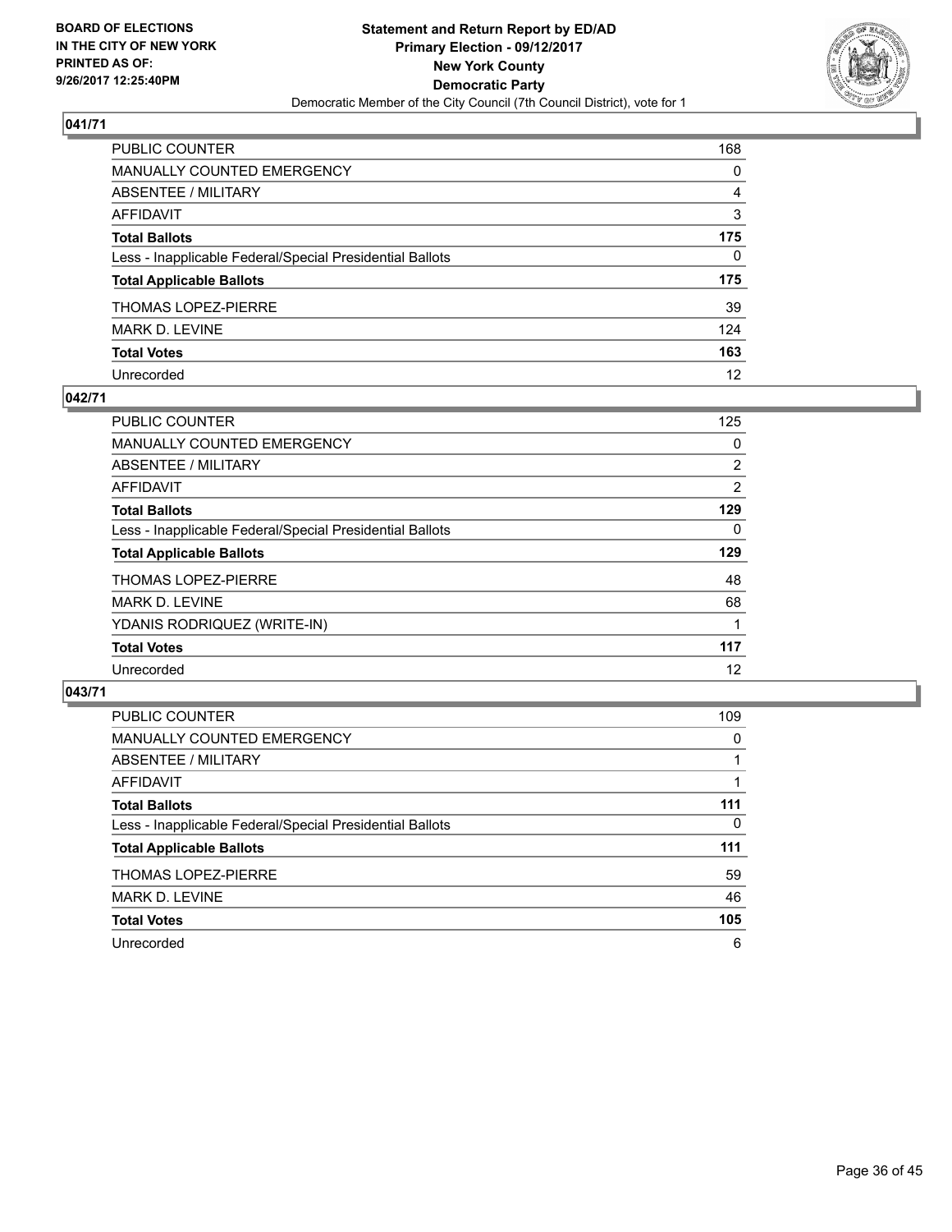BOARD OF ELECTIONS
IN THE CITY OF NEW YORK
PRINTED AS OF:
9/26/2017 12:25:40PM

**Statement and Return Report by ED/AD**
**Primary Election - 09/12/2017**
**New York County**
**Democratic Party**
Democratic Member of the City Council (7th Council District), vote for 1

### 041/71

| | |
|---|---|
| PUBLIC COUNTER | 168 |
| MANUALLY COUNTED EMERGENCY | 0 |
| ABSENTEE / MILITARY | 4 |
| AFFIDAVIT | 3 |
| **Total Ballots** | **175** |
| Less - Inapplicable Federal/Special Presidential Ballots | 0 |
| **Total Applicable Ballots** | **175** |
| THOMAS LOPEZ-PIERRE | 39 |
| MARK D. LEVINE | 124 |
| **Total Votes** | **163** |
| Unrecorded | 12 |

### 042/71

| | |
|---|---|
| PUBLIC COUNTER | 125 |
| MANUALLY COUNTED EMERGENCY | 0 |
| ABSENTEE / MILITARY | 2 |
| AFFIDAVIT | 2 |
| **Total Ballots** | **129** |
| Less - Inapplicable Federal/Special Presidential Ballots | 0 |
| **Total Applicable Ballots** | **129** |
| THOMAS LOPEZ-PIERRE | 48 |
| MARK D. LEVINE | 68 |
| YDANIS RODRIQUEZ (WRITE-IN) | 1 |
| **Total Votes** | **117** |
| Unrecorded | 12 |

### 043/71

| | |
|---|---|
| PUBLIC COUNTER | 109 |
| MANUALLY COUNTED EMERGENCY | 0 |
| ABSENTEE / MILITARY | 1 |
| AFFIDAVIT | 1 |
| **Total Ballots** | **111** |
| Less - Inapplicable Federal/Special Presidential Ballots | 0 |
| **Total Applicable Ballots** | **111** |
| THOMAS LOPEZ-PIERRE | 59 |
| MARK D. LEVINE | 46 |
| **Total Votes** | **105** |
| Unrecorded | 6 |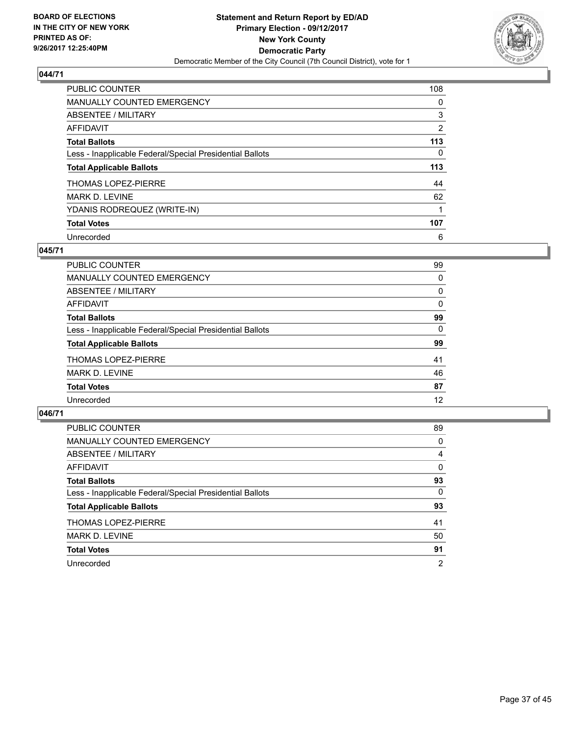BOARD OF ELECTIONS
IN THE CITY OF NEW YORK
PRINTED AS OF:
9/26/2017 12:25:40PM

**Statement and Return Report by ED/AD**
**Primary Election - 09/12/2017**
**New York County**
**Democratic Party**
Democratic Member of the City Council (7th Council District), vote for 1

## 044/71

| | |
|---|---|
| PUBLIC COUNTER | 108 |
| MANUALLY COUNTED EMERGENCY | 0 |
| ABSENTEE / MILITARY | 3 |
| AFFIDAVIT | 2 |
| **Total Ballots** | **113** |
| Less - Inapplicable Federal/Special Presidential Ballots | 0 |
| **Total Applicable Ballots** | **113** |
| THOMAS LOPEZ-PIERRE | 44 |
| MARK D. LEVINE | 62 |
| YDANIS RODREQUEZ (WRITE-IN) | 1 |
| **Total Votes** | **107** |
| Unrecorded | 6 |

## 045/71

| | |
|---|---|
| PUBLIC COUNTER | 99 |
| MANUALLY COUNTED EMERGENCY | 0 |
| ABSENTEE / MILITARY | 0 |
| AFFIDAVIT | 0 |
| **Total Ballots** | **99** |
| Less - Inapplicable Federal/Special Presidential Ballots | 0 |
| **Total Applicable Ballots** | **99** |
| THOMAS LOPEZ-PIERRE | 41 |
| MARK D. LEVINE | 46 |
| **Total Votes** | **87** |
| Unrecorded | 12 |

## 046/71

| | |
|---|---|
| PUBLIC COUNTER | 89 |
| MANUALLY COUNTED EMERGENCY | 0 |
| ABSENTEE / MILITARY | 4 |
| AFFIDAVIT | 0 |
| **Total Ballots** | **93** |
| Less - Inapplicable Federal/Special Presidential Ballots | 0 |
| **Total Applicable Ballots** | **93** |
| THOMAS LOPEZ-PIERRE | 41 |
| MARK D. LEVINE | 50 |
| **Total Votes** | **91** |
| Unrecorded | 2 |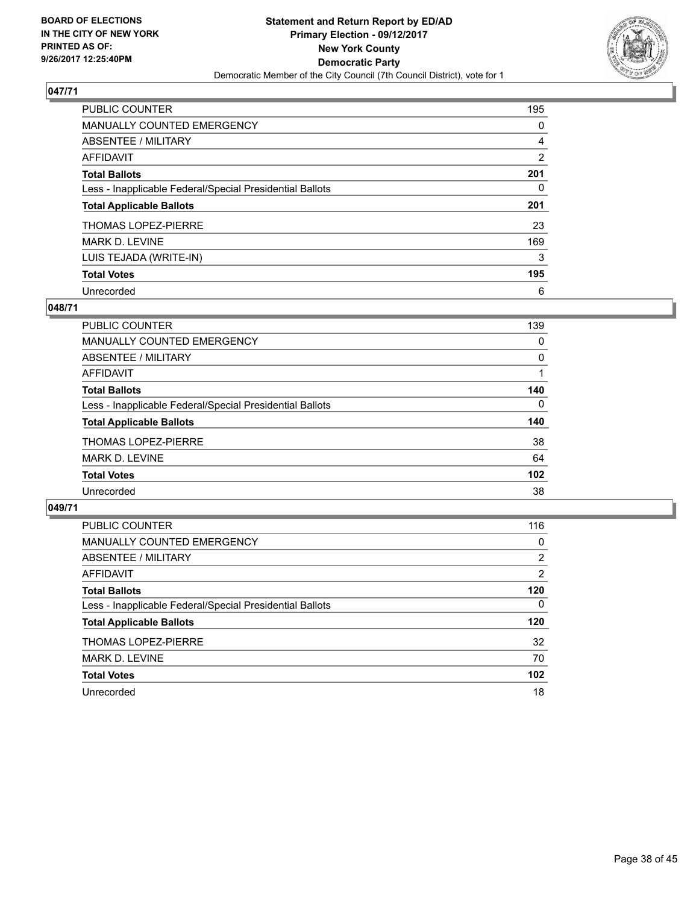**BOARD OF ELECTIONS IN THE CITY OF NEW YORK PRINTED AS OF: 9/26/2017 12:25:40PM**

**Statement and Return Report by ED/AD**
**Primary Election - 09/12/2017**
**New York County**
**Democratic Party**
Democratic Member of the City Council (7th Council District), vote for 1

## 047/71

| | |
|---|---|
| PUBLIC COUNTER | 195 |
| MANUALLY COUNTED EMERGENCY | 0 |
| ABSENTEE / MILITARY | 4 |
| AFFIDAVIT | 2 |
| **Total Ballots** | **201** |
| Less - Inapplicable Federal/Special Presidential Ballots | 0 |
| **Total Applicable Ballots** | **201** |
| THOMAS LOPEZ-PIERRE | 23 |
| MARK D. LEVINE | 169 |
| LUIS TEJADA (WRITE-IN) | 3 |
| **Total Votes** | **195** |
| Unrecorded | 6 |

## 048/71

| | |
|---|---|
| PUBLIC COUNTER | 139 |
| MANUALLY COUNTED EMERGENCY | 0 |
| ABSENTEE / MILITARY | 0 |
| AFFIDAVIT | 1 |
| **Total Ballots** | **140** |
| Less - Inapplicable Federal/Special Presidential Ballots | 0 |
| **Total Applicable Ballots** | **140** |
| THOMAS LOPEZ-PIERRE | 38 |
| MARK D. LEVINE | 64 |
| **Total Votes** | **102** |
| Unrecorded | 38 |

## 049/71

| | |
|---|---|
| PUBLIC COUNTER | 116 |
| MANUALLY COUNTED EMERGENCY | 0 |
| ABSENTEE / MILITARY | 2 |
| AFFIDAVIT | 2 |
| **Total Ballots** | **120** |
| Less - Inapplicable Federal/Special Presidential Ballots | 0 |
| **Total Applicable Ballots** | **120** |
| THOMAS LOPEZ-PIERRE | 32 |
| MARK D. LEVINE | 70 |
| **Total Votes** | **102** |
| Unrecorded | 18 |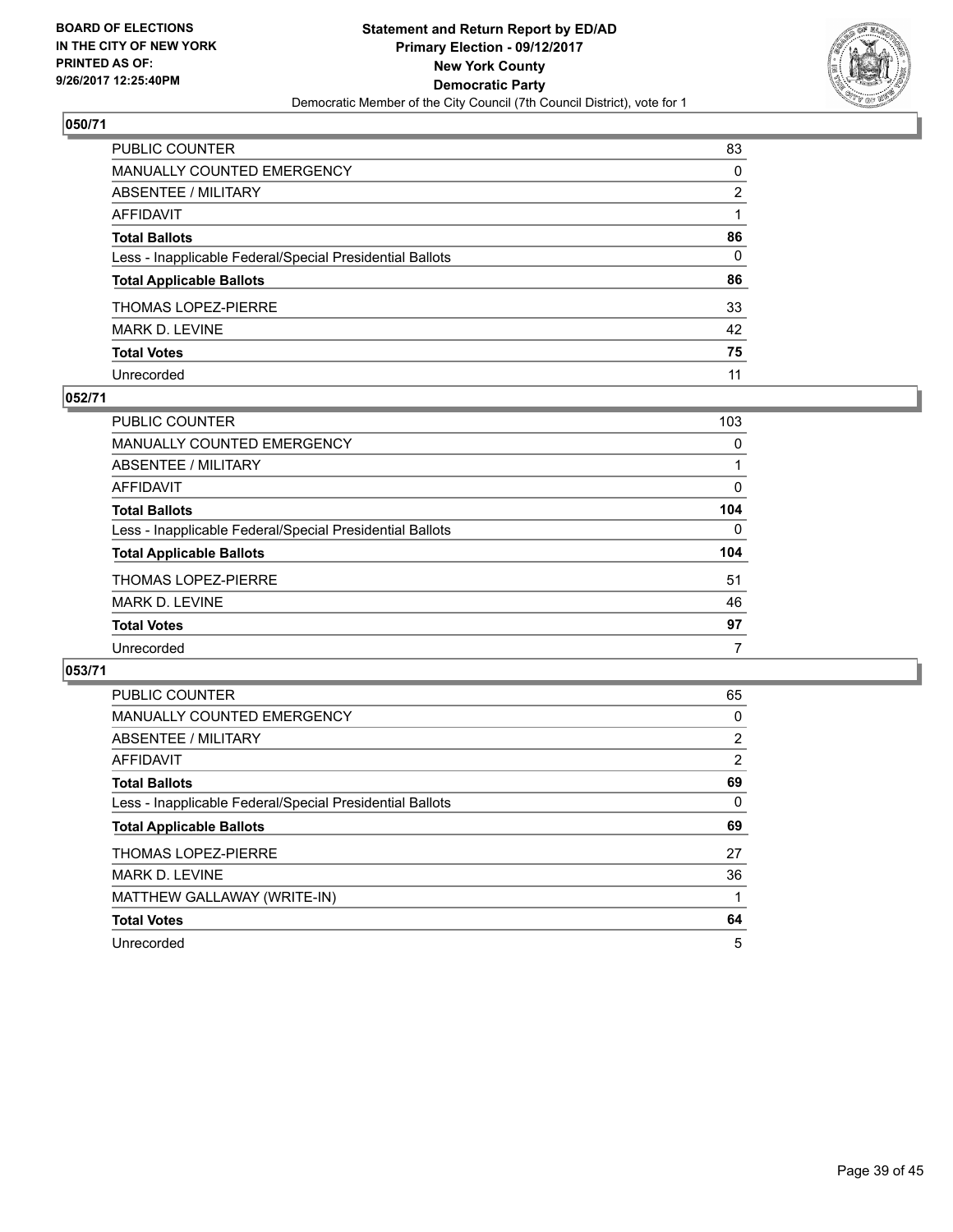BOARD OF ELECTIONS
IN THE CITY OF NEW YORK
PRINTED AS OF:
9/26/2017 12:25:40PM

**Statement and Return Report by ED/AD**
**Primary Election - 09/12/2017**
**New York County**
**Democratic Party**
Democratic Member of the City Council (7th Council District), vote for 1

### 050/71

| | |
|---|---|
| PUBLIC COUNTER | 83 |
| MANUALLY COUNTED EMERGENCY | 0 |
| ABSENTEE / MILITARY | 2 |
| AFFIDAVIT | 1 |
| **Total Ballots** | **86** |
| Less - Inapplicable Federal/Special Presidential Ballots | 0 |
| **Total Applicable Ballots** | **86** |
| THOMAS LOPEZ-PIERRE | 33 |
| MARK D. LEVINE | 42 |
| **Total Votes** | **75** |
| Unrecorded | 11 |

### 052/71

| | |
|---|---|
| PUBLIC COUNTER | 103 |
| MANUALLY COUNTED EMERGENCY | 0 |
| ABSENTEE / MILITARY | 1 |
| AFFIDAVIT | 0 |
| **Total Ballots** | **104** |
| Less - Inapplicable Federal/Special Presidential Ballots | 0 |
| **Total Applicable Ballots** | **104** |
| THOMAS LOPEZ-PIERRE | 51 |
| MARK D. LEVINE | 46 |
| **Total Votes** | **97** |
| Unrecorded | 7 |

### 053/71

| | |
|---|---|
| PUBLIC COUNTER | 65 |
| MANUALLY COUNTED EMERGENCY | 0 |
| ABSENTEE / MILITARY | 2 |
| AFFIDAVIT | 2 |
| **Total Ballots** | **69** |
| Less - Inapplicable Federal/Special Presidential Ballots | 0 |
| **Total Applicable Ballots** | **69** |
| THOMAS LOPEZ-PIERRE | 27 |
| MARK D. LEVINE | 36 |
| MATTHEW GALLAWAY (WRITE-IN) | 1 |
| **Total Votes** | **64** |
| Unrecorded | 5 |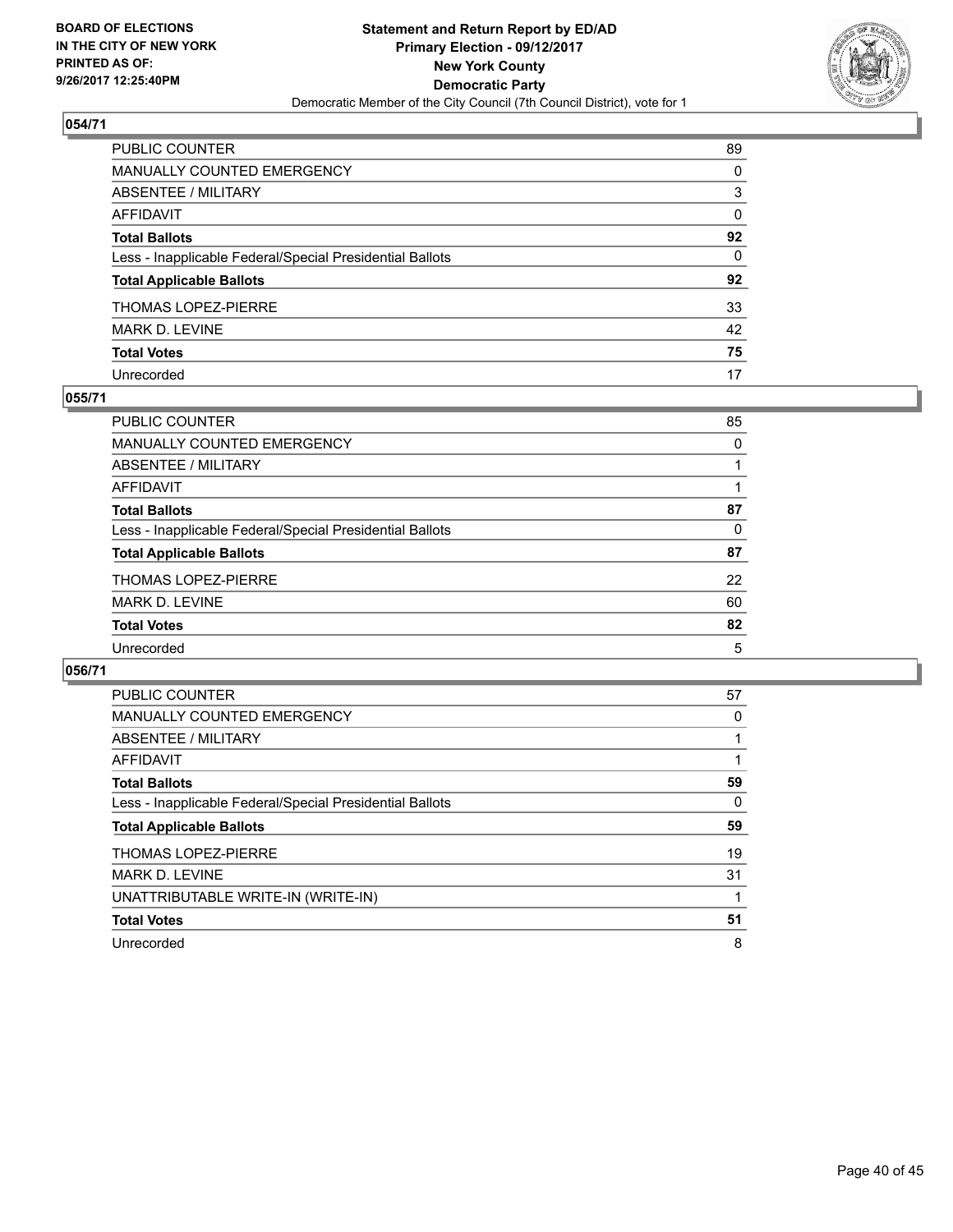BOARD OF ELECTIONS
IN THE CITY OF NEW YORK
PRINTED AS OF:
9/26/2017 12:25:40PM

**Statement and Return Report by ED/AD**
**Primary Election - 09/12/2017**
**New York County**
**Democratic Party**
Democratic Member of the City Council (7th Council District), vote for 1

### 054/71

| | |
|---|---|
| PUBLIC COUNTER | 89 |
| MANUALLY COUNTED EMERGENCY | 0 |
| ABSENTEE / MILITARY | 3 |
| AFFIDAVIT | 0 |
| **Total Ballots** | **92** |
| Less - Inapplicable Federal/Special Presidential Ballots | 0 |
| **Total Applicable Ballots** | **92** |
| THOMAS LOPEZ-PIERRE | 33 |
| MARK D. LEVINE | 42 |
| **Total Votes** | **75** |
| Unrecorded | 17 |

### 055/71

| | |
|---|---|
| PUBLIC COUNTER | 85 |
| MANUALLY COUNTED EMERGENCY | 0 |
| ABSENTEE / MILITARY | 1 |
| AFFIDAVIT | 1 |
| **Total Ballots** | **87** |
| Less - Inapplicable Federal/Special Presidential Ballots | 0 |
| **Total Applicable Ballots** | **87** |
| THOMAS LOPEZ-PIERRE | 22 |
| MARK D. LEVINE | 60 |
| **Total Votes** | **82** |
| Unrecorded | 5 |

### 056/71

| | |
|---|---|
| PUBLIC COUNTER | 57 |
| MANUALLY COUNTED EMERGENCY | 0 |
| ABSENTEE / MILITARY | 1 |
| AFFIDAVIT | 1 |
| **Total Ballots** | **59** |
| Less - Inapplicable Federal/Special Presidential Ballots | 0 |
| **Total Applicable Ballots** | **59** |
| THOMAS LOPEZ-PIERRE | 19 |
| MARK D. LEVINE | 31 |
| UNATTRIBUTABLE WRITE-IN (WRITE-IN) | 1 |
| **Total Votes** | **51** |
| Unrecorded | 8 |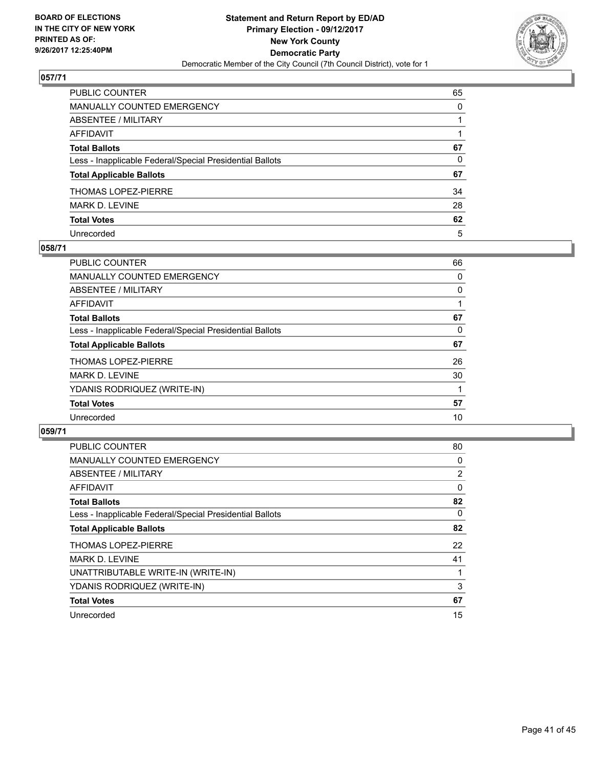BOARD OF ELECTIONS
IN THE CITY OF NEW YORK
PRINTED AS OF:
9/26/2017 12:25:40PM

**Statement and Return Report by ED/AD**
**Primary Election - 09/12/2017**
**New York County**
**Democratic Party**
Democratic Member of the City Council (7th Council District), vote for 1

## 057/71

| | |
|---|---|
| PUBLIC COUNTER | 65 |
| MANUALLY COUNTED EMERGENCY | 0 |
| ABSENTEE / MILITARY | 1 |
| AFFIDAVIT | 1 |
| **Total Ballots** | **67** |
| Less - Inapplicable Federal/Special Presidential Ballots | 0 |
| **Total Applicable Ballots** | **67** |
| THOMAS LOPEZ-PIERRE | 34 |
| MARK D. LEVINE | 28 |
| **Total Votes** | **62** |
| Unrecorded | 5 |

## 058/71

| | |
|---|---|
| PUBLIC COUNTER | 66 |
| MANUALLY COUNTED EMERGENCY | 0 |
| ABSENTEE / MILITARY | 0 |
| AFFIDAVIT | 1 |
| **Total Ballots** | **67** |
| Less - Inapplicable Federal/Special Presidential Ballots | 0 |
| **Total Applicable Ballots** | **67** |
| THOMAS LOPEZ-PIERRE | 26 |
| MARK D. LEVINE | 30 |
| YDANIS RODRIQUEZ (WRITE-IN) | 1 |
| **Total Votes** | **57** |
| Unrecorded | 10 |

## 059/71

| | |
|---|---|
| PUBLIC COUNTER | 80 |
| MANUALLY COUNTED EMERGENCY | 0 |
| ABSENTEE / MILITARY | 2 |
| AFFIDAVIT | 0 |
| **Total Ballots** | **82** |
| Less - Inapplicable Federal/Special Presidential Ballots | 0 |
| **Total Applicable Ballots** | **82** |
| THOMAS LOPEZ-PIERRE | 22 |
| MARK D. LEVINE | 41 |
| UNATTRIBUTABLE WRITE-IN (WRITE-IN) | 1 |
| YDANIS RODRIQUEZ (WRITE-IN) | 3 |
| **Total Votes** | **67** |
| Unrecorded | 15 |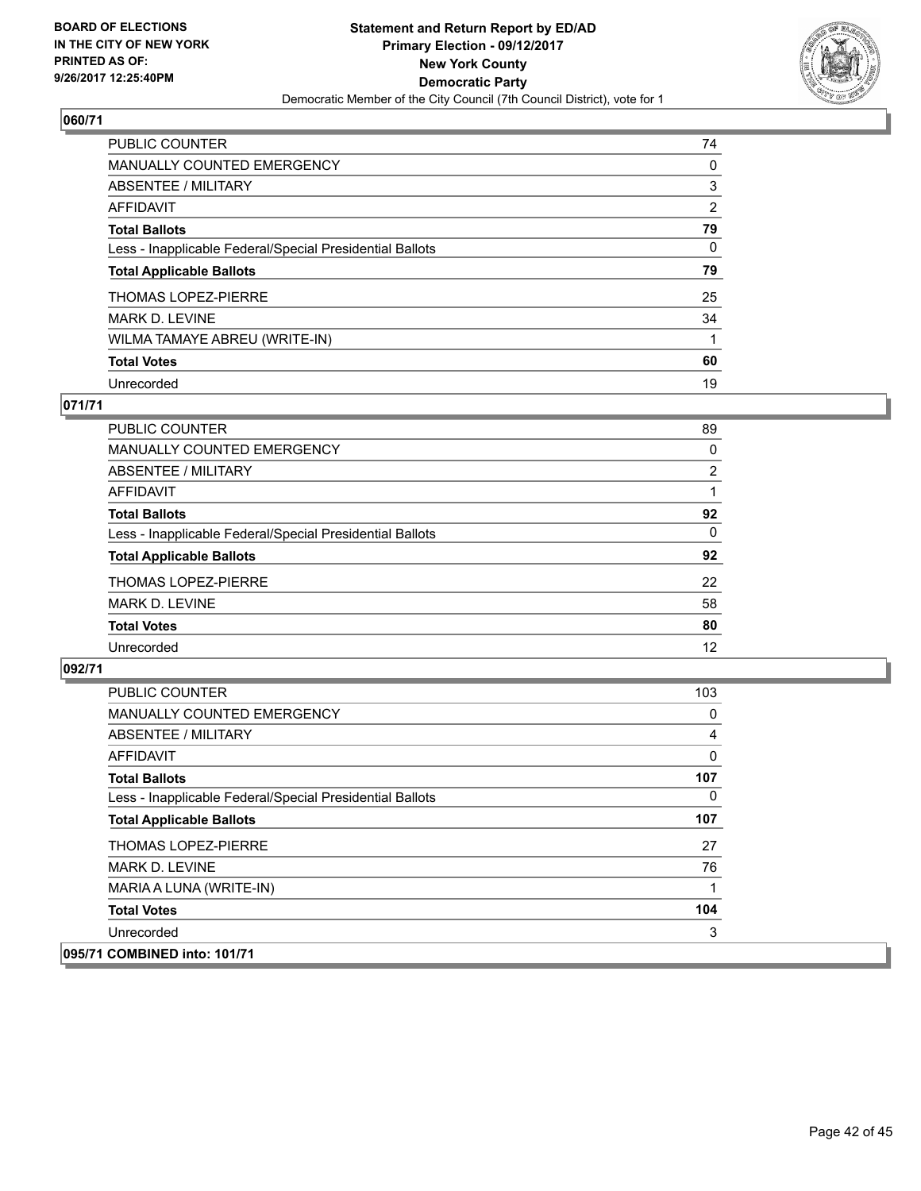BOARD OF ELECTIONS
IN THE CITY OF NEW YORK
PRINTED AS OF:
9/26/2017 12:25:40PM

**Statement and Return Report by ED/AD**
**Primary Election - 09/12/2017**
**New York County**
**Democratic Party**
Democratic Member of the City Council (7th Council District), vote for 1

### 060/71

| | |
|---|---|
| PUBLIC COUNTER | 74 |
| MANUALLY COUNTED EMERGENCY | 0 |
| ABSENTEE / MILITARY | 3 |
| AFFIDAVIT | 2 |
| **Total Ballots** | **79** |
| Less - Inapplicable Federal/Special Presidential Ballots | 0 |
| **Total Applicable Ballots** | **79** |
| THOMAS LOPEZ-PIERRE | 25 |
| MARK D. LEVINE | 34 |
| WILMA TAMAYE ABREU (WRITE-IN) | 1 |
| **Total Votes** | **60** |
| Unrecorded | 19 |

### 071/71

| | |
|---|---|
| PUBLIC COUNTER | 89 |
| MANUALLY COUNTED EMERGENCY | 0 |
| ABSENTEE / MILITARY | 2 |
| AFFIDAVIT | 1 |
| **Total Ballots** | **92** |
| Less - Inapplicable Federal/Special Presidential Ballots | 0 |
| **Total Applicable Ballots** | **92** |
| THOMAS LOPEZ-PIERRE | 22 |
| MARK D. LEVINE | 58 |
| **Total Votes** | **80** |
| Unrecorded | 12 |

### 092/71

| | |
|---|---|
| PUBLIC COUNTER | 103 |
| MANUALLY COUNTED EMERGENCY | 0 |
| ABSENTEE / MILITARY | 4 |
| AFFIDAVIT | 0 |
| **Total Ballots** | **107** |
| Less - Inapplicable Federal/Special Presidential Ballots | 0 |
| **Total Applicable Ballots** | **107** |
| THOMAS LOPEZ-PIERRE | 27 |
| MARK D. LEVINE | 76 |
| MARIA A LUNA (WRITE-IN) | 1 |
| **Total Votes** | **104** |
| Unrecorded | 3 |

### 095/71 COMBINED into: 101/71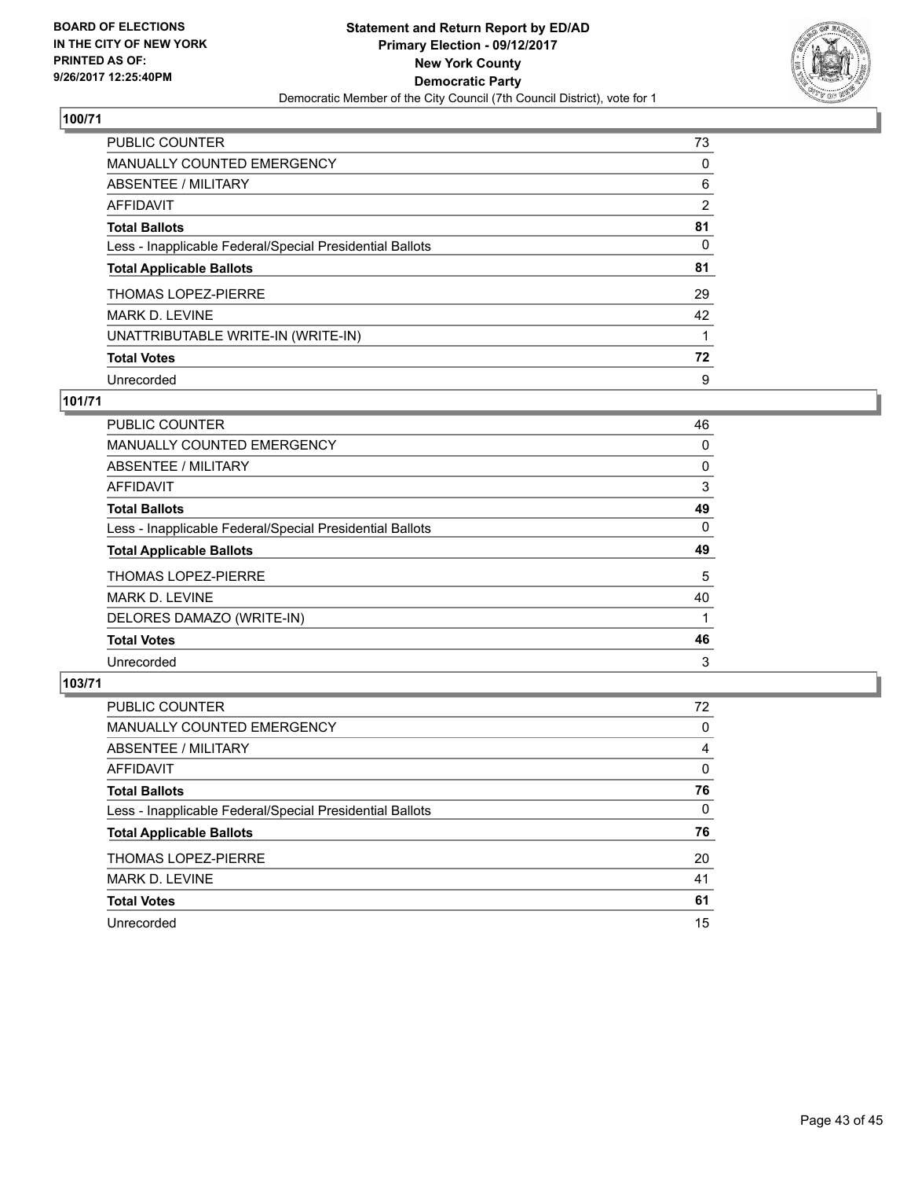**BOARD OF ELECTIONS IN THE CITY OF NEW YORK PRINTED AS OF: 9/26/2017 12:25:40PM**

**Statement and Return Report by ED/AD**
**Primary Election - 09/12/2017**
**New York County**
**Democratic Party**
Democratic Member of the City Council (7th Council District), vote for 1

### 100/71

| | |
|---|---|
| PUBLIC COUNTER | 73 |
| MANUALLY COUNTED EMERGENCY | 0 |
| ABSENTEE / MILITARY | 6 |
| AFFIDAVIT | 2 |
| **Total Ballots** | **81** |
| Less - Inapplicable Federal/Special Presidential Ballots | 0 |
| **Total Applicable Ballots** | **81** |
| THOMAS LOPEZ-PIERRE | 29 |
| MARK D. LEVINE | 42 |
| UNATTRIBUTABLE WRITE-IN (WRITE-IN) | 1 |
| **Total Votes** | **72** |
| Unrecorded | 9 |

### 101/71

| | |
|---|---|
| PUBLIC COUNTER | 46 |
| MANUALLY COUNTED EMERGENCY | 0 |
| ABSENTEE / MILITARY | 0 |
| AFFIDAVIT | 3 |
| **Total Ballots** | **49** |
| Less - Inapplicable Federal/Special Presidential Ballots | 0 |
| **Total Applicable Ballots** | **49** |
| THOMAS LOPEZ-PIERRE | 5 |
| MARK D. LEVINE | 40 |
| DELORES DAMAZO (WRITE-IN) | 1 |
| **Total Votes** | **46** |
| Unrecorded | 3 |

### 103/71

| | |
|---|---|
| PUBLIC COUNTER | 72 |
| MANUALLY COUNTED EMERGENCY | 0 |
| ABSENTEE / MILITARY | 4 |
| AFFIDAVIT | 0 |
| **Total Ballots** | **76** |
| Less - Inapplicable Federal/Special Presidential Ballots | 0 |
| **Total Applicable Ballots** | **76** |
| THOMAS LOPEZ-PIERRE | 20 |
| MARK D. LEVINE | 41 |
| **Total Votes** | **61** |
| Unrecorded | 15 |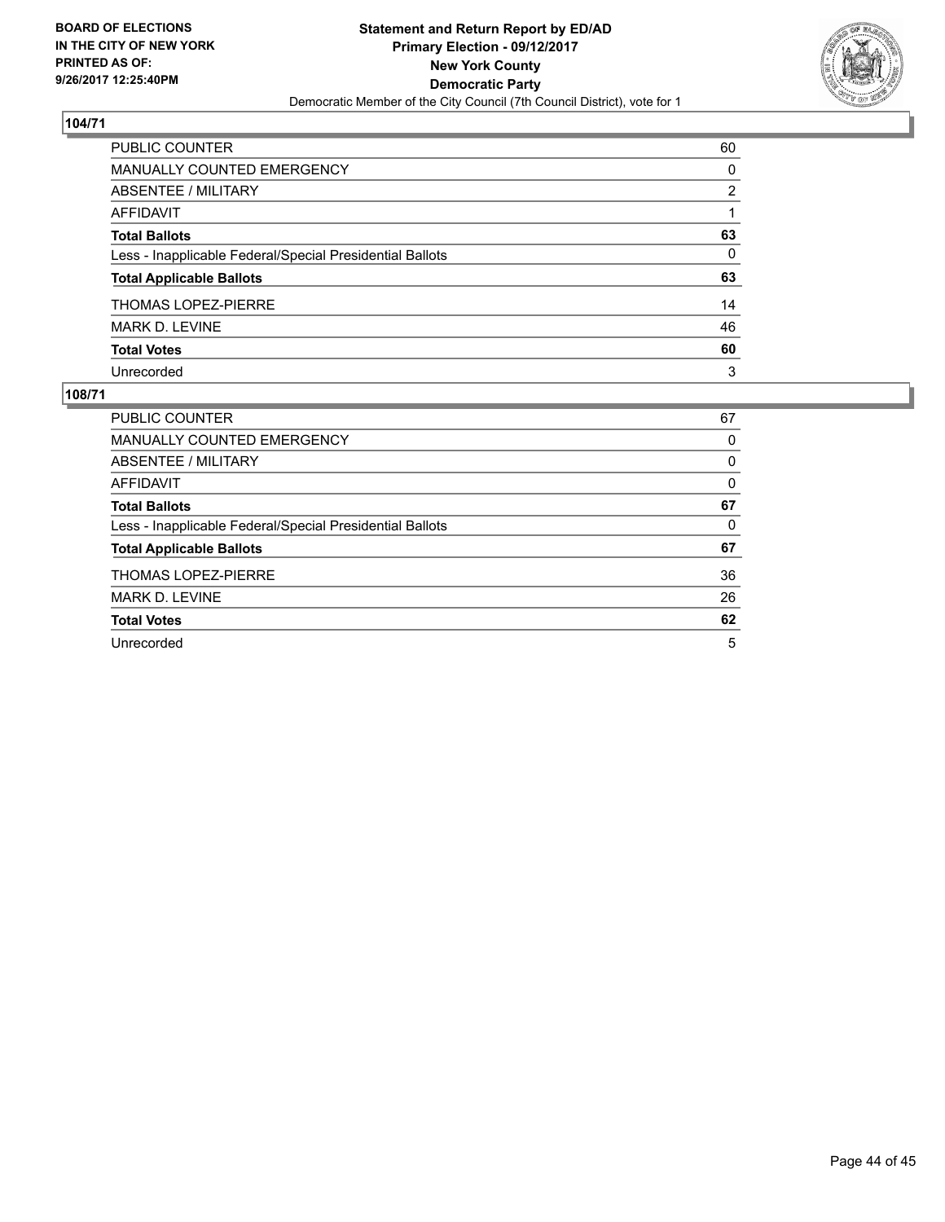BOARD OF ELECTIONS
IN THE CITY OF NEW YORK
PRINTED AS OF:
9/26/2017 12:25:40PM

**Statement and Return Report by ED/AD**
**Primary Election - 09/12/2017**
**New York County**
**Democratic Party**
Democratic Member of the City Council (7th Council District), vote for 1

## 104/71

| | |
|---|---|
| PUBLIC COUNTER | 60 |
| MANUALLY COUNTED EMERGENCY | 0 |
| ABSENTEE / MILITARY | 2 |
| AFFIDAVIT | 1 |
| **Total Ballots** | **63** |
| Less - Inapplicable Federal/Special Presidential Ballots | 0 |
| **Total Applicable Ballots** | **63** |
| THOMAS LOPEZ-PIERRE | 14 |
| MARK D. LEVINE | 46 |
| **Total Votes** | **60** |
| Unrecorded | 3 |

## 108/71

| | |
|---|---|
| PUBLIC COUNTER | 67 |
| MANUALLY COUNTED EMERGENCY | 0 |
| ABSENTEE / MILITARY | 0 |
| AFFIDAVIT | 0 |
| **Total Ballots** | **67** |
| Less - Inapplicable Federal/Special Presidential Ballots | 0 |
| **Total Applicable Ballots** | **67** |
| THOMAS LOPEZ-PIERRE | 36 |
| MARK D. LEVINE | 26 |
| **Total Votes** | **62** |
| Unrecorded | 5 |